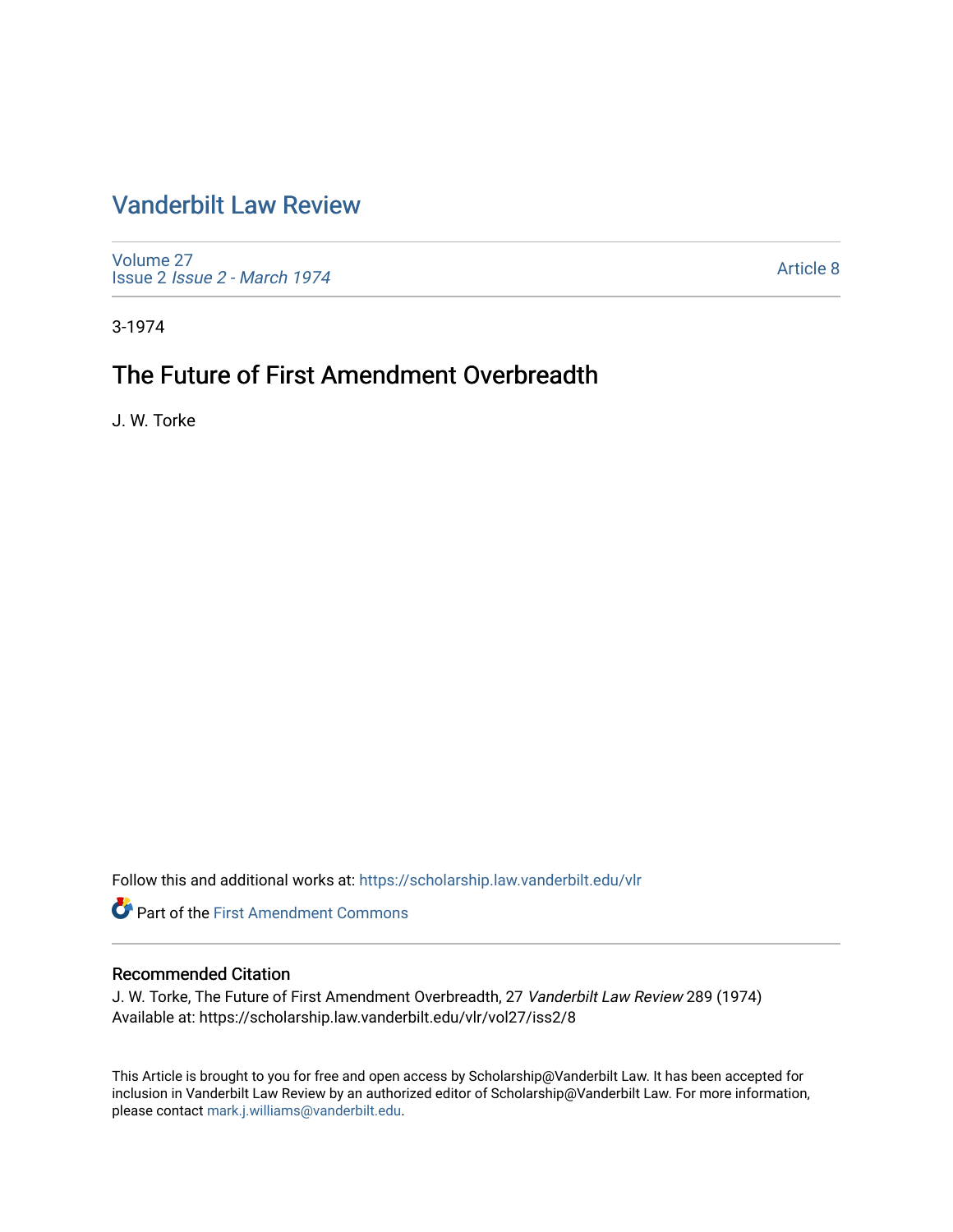# Vanderbilt Law Review

Volume 27
Issue 2 *Issue 2 - March 1974*

Article 8

3-1974

## The Future of First Amendment Overbreadth

J. W. Torke

Follow this and additional works at: https://scholarship.law.vanderbilt.edu/vlr

Part of the First Amendment Commons

### Recommended Citation

J. W. Torke, The Future of First Amendment Overbreadth, 27 *Vanderbilt Law Review* 289 (1974)
Available at: https://scholarship.law.vanderbilt.edu/vlr/vol27/iss2/8

This Article is brought to you for free and open access by Scholarship@Vanderbilt Law. It has been accepted for inclusion in Vanderbilt Law Review by an authorized editor of Scholarship@Vanderbilt Law. For more information, please contact mark.j.williams@vanderbilt.edu.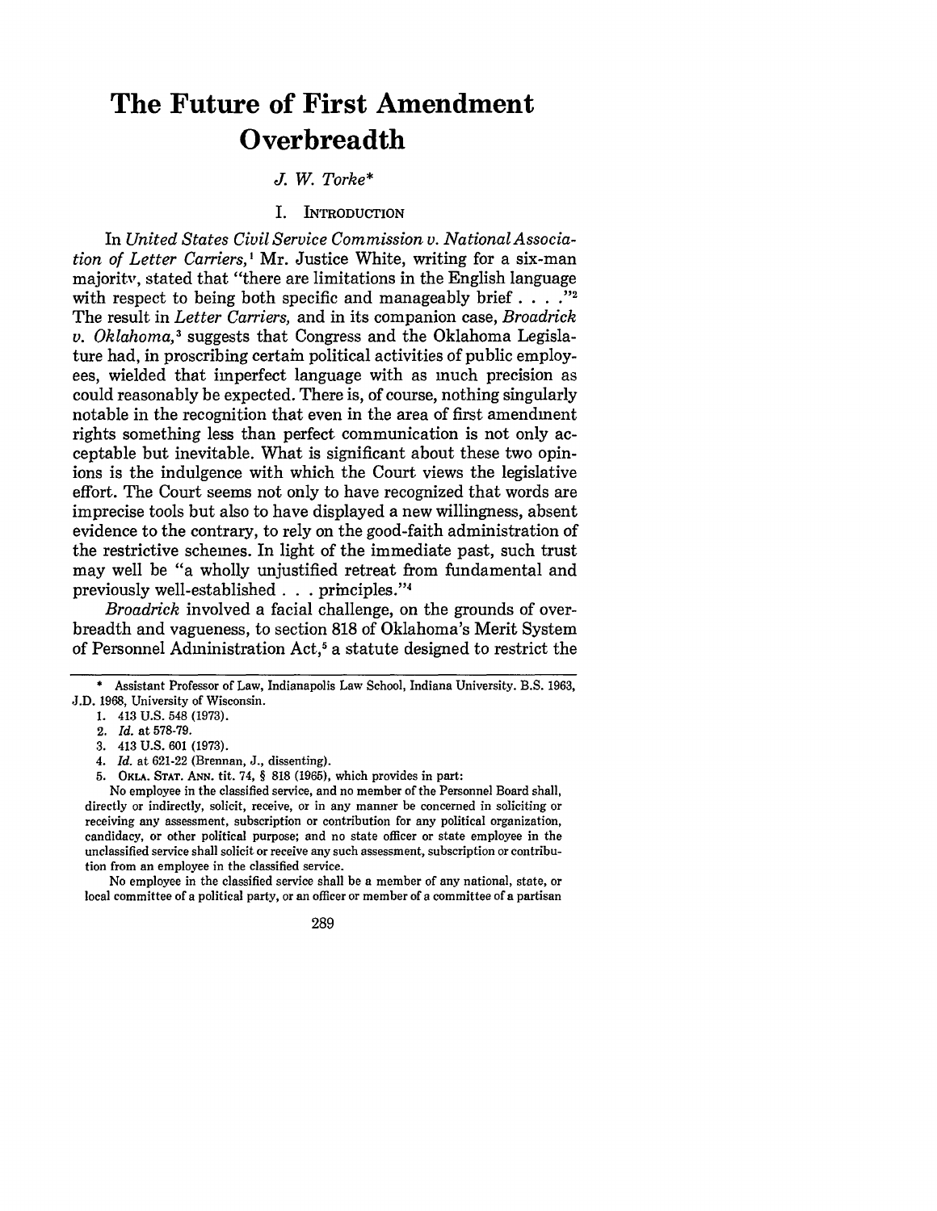# The Future of First Amendment Overbreadth

*J. W. Torke*\*

## I. Introduction

In *United States Civil Service Commission v. National Association of Letter Carriers,*[1] Mr. Justice White, writing for a six-man majority, stated that "there are limitations in the English language with respect to being both specific and manageably brief . . . ."[2] The result in *Letter Carriers,* and in its companion case, *Broadrick v. Oklahoma,*[3] suggests that Congress and the Oklahoma Legislature had, in proscribing certain political activities of public employees, wielded that imperfect language with as much precision as could reasonably be expected. There is, of course, nothing singularly notable in the recognition that even in the area of first amendment rights something less than perfect communication is not only acceptable but inevitable. What is significant about these two opinions is the indulgence with which the Court views the legislative effort. The Court seems not only to have recognized that words are imprecise tools but also to have displayed a new willingness, absent evidence to the contrary, to rely on the good-faith administration of the restrictive schemes. In light of the immediate past, such trust may well be "a wholly unjustified retreat from fundamental and previously well-established . . . principles."[4]

*Broadrick* involved a facial challenge, on the grounds of overbreadth and vagueness, to section 818 of Oklahoma's Merit System of Personnel Administration Act,[5] a statute designed to restrict the

---

\* Assistant Professor of Law, Indianapolis Law School, Indiana University. B.S. 1963, J.D. 1968, University of Wisconsin.

1. 413 U.S. 548 (1973).
2. *Id.* at 578-79.
3. 413 U.S. 601 (1973).
4. *Id.* at 621-22 (Brennan, J., dissenting).
5. OKLA. STAT. ANN. tit. 74, § 818 (1965), which provides in part:

No employee in the classified service, and no member of the Personnel Board shall, directly or indirectly, solicit, receive, or in any manner be concerned in soliciting or receiving any assessment, subscription or contribution for any political organization, candidacy, or other political purpose; and no state officer or state employee in the unclassified service shall solicit or receive any such assessment, subscription or contribution from an employee in the classified service.

No employee in the classified service shall be a member of any national, state, or local committee of a political party, or an officer or member of a committee of a partisan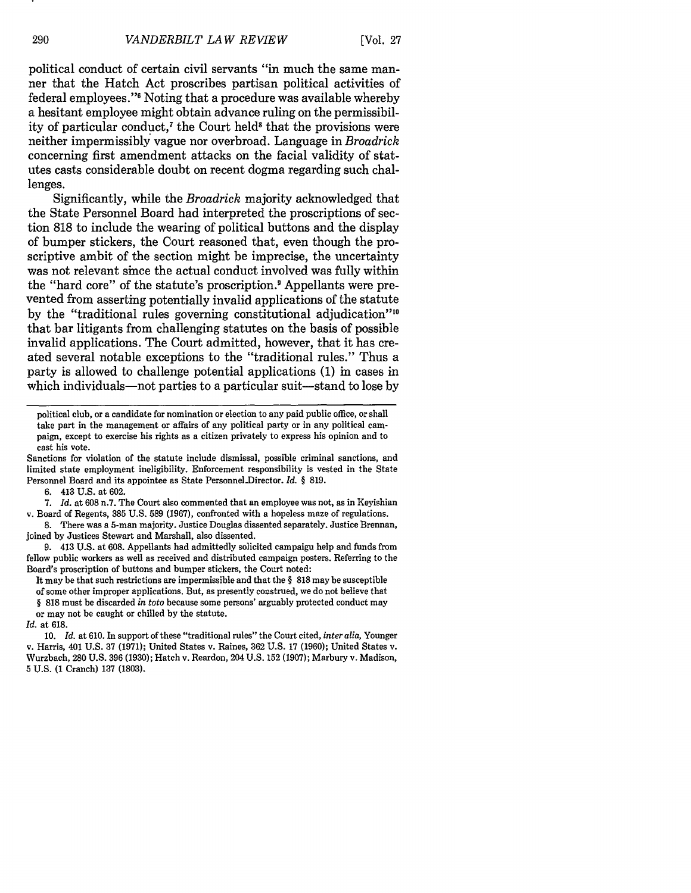political conduct of certain civil servants "in much the same manner that the Hatch Act proscribes partisan political activities of federal employees."[6] Noting that a procedure was available whereby a hesitant employee might obtain advance ruling on the permissibility of particular conduct,[7] the Court held[8] that the provisions were neither impermissibly vague nor overbroad. Language in *Broadrick* concerning first amendment attacks on the facial validity of statutes casts considerable doubt on recent dogma regarding such challenges.

Significantly, while the *Broadrick* majority acknowledged that the State Personnel Board had interpreted the proscriptions of section 818 to include the wearing of political buttons and the display of bumper stickers, the Court reasoned that, even though the proscriptive ambit of the section might be imprecise, the uncertainty was not relevant since the actual conduct involved was fully within the "hard core" of the statute's proscription.[9] Appellants were prevented from asserting potentially invalid applications of the statute by the "traditional rules governing constitutional adjudication"[10] that bar litigants from challenging statutes on the basis of possible invalid applications. The Court admitted, however, that it has created several notable exceptions to the "traditional rules." Thus a party is allowed to challenge potential applications (1) in cases in which individuals—not parties to a particular suit—stand to lose by

---

political club, or a candidate for nomination or election to any paid public office, or shall take part in the management or affairs of any political party or in any political campaign, except to exercise his rights as a citizen privately to express his opinion and to cast his vote.

Sanctions for violation of the statute include dismissal, possible criminal sanctions, and limited state employment ineligibility. Enforcement responsibility is vested in the State Personnel Board and its appointee as State Personnel Director. *Id.* § 819.

6. 413 U.S. at 602.

7. *Id.* at 608 n.7. The Court also commented that an employee was not, as in Keyishian v. Board of Regents, 385 U.S. 589 (1967), confronted with a hopeless maze of regulations.

8. There was a 5-man majority. Justice Douglas dissented separately. Justice Brennan, joined by Justices Stewart and Marshall, also dissented.

9. 413 U.S. at 608. Appellants had admittedly solicited campaign help and funds from fellow public workers as well as received and distributed campaign posters. Referring to the Board's proscription of buttons and bumper stickers, the Court noted:

> It may be that such restrictions are impermissible and that the § 818 may be susceptible of some other improper applications. But, as presently construed, we do not believe that § 818 must be discarded *in toto* because some persons' arguably protected conduct may or may not be caught or chilled by the statute.

*Id.* at 618.

10. *Id.* at 610. In support of these "traditional rules" the Court cited, *inter alia,* Younger v. Harris, 401 U.S. 37 (1971); United States v. Raines, 362 U.S. 17 (1960); United States v. Wurzbach, 280 U.S. 396 (1930); Hatch v. Reardon, 204 U.S. 152 (1907); Marbury v. Madison, 5 U.S. (1 Cranch) 137 (1803).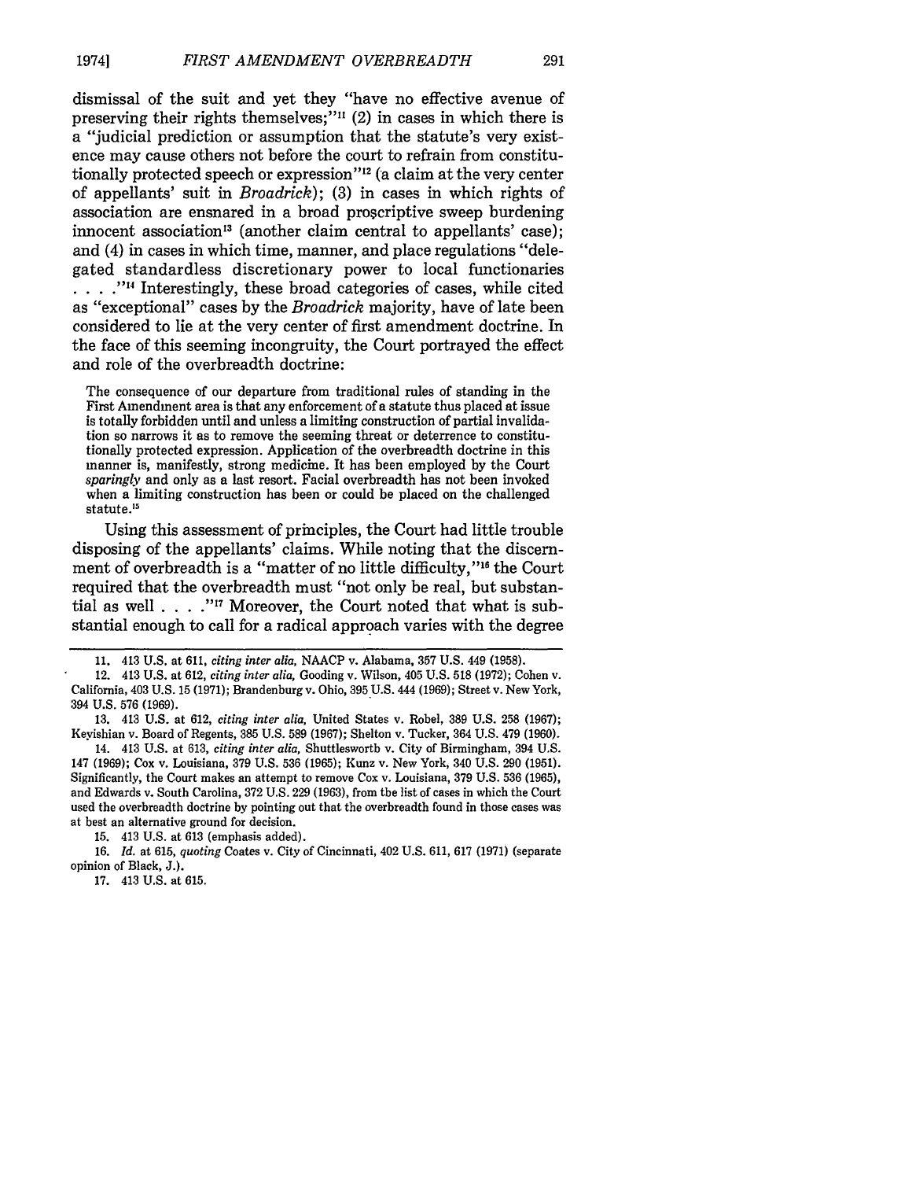dismissal of the suit and yet they "have no effective avenue of preserving their rights themselves;"[11] (2) in cases in which there is a "judicial prediction or assumption that the statute's very existence may cause others not before the court to refrain from constitutionally protected speech or expression"[12] (a claim at the very center of appellants' suit in *Broadrick*); (3) in cases in which rights of association are ensnared in a broad proscriptive sweep burdening innocent association[13] (another claim central to appellants' case); and (4) in cases in which time, manner, and place regulations "delegated standardless discretionary power to local functionaries . . . ."[14] Interestingly, these broad categories of cases, while cited as "exceptional" cases by the *Broadrick* majority, have of late been considered to lie at the very center of first amendment doctrine. In the face of this seeming incongruity, the Court portrayed the effect and role of the overbreadth doctrine:

> The consequence of our departure from traditional rules of standing in the First Amendment area is that any enforcement of a statute thus placed at issue is totally forbidden until and unless a limiting construction of partial invalidation so narrows it as to remove the seeming threat or deterrence to constitutionally protected expression. Application of the overbreadth doctrine in this manner is, manifestly, strong medicine. It has been employed by the Court *sparingly* and only as a last resort. Facial overbreadth has not been invoked when a limiting construction has been or could be placed on the challenged statute.[15]

Using this assessment of principles, the Court had little trouble disposing of the appellants' claims. While noting that the discernment of overbreadth is a "matter of no little difficulty,"[16] the Court required that the overbreadth must "not only be real, but substantial as well . . . ."[17] Moreover, the Court noted that what is substantial enough to call for a radical approach varies with the degree

---

11. 413 U.S. at 611, *citing inter alia*, NAACP v. Alabama, 357 U.S. 449 (1958).

12. 413 U.S. at 612, *citing inter alia*, Gooding v. Wilson, 405 U.S. 518 (1972); Cohen v. California, 403 U.S. 15 (1971); Brandenburg v. Ohio, 395 U.S. 444 (1969); Street v. New York, 394 U.S. 576 (1969).

13. 413 U.S. at 612, *citing inter alia*, United States v. Robel, 389 U.S. 258 (1967); Keyishian v. Board of Regents, 385 U.S. 589 (1967); Shelton v. Tucker, 364 U.S. 479 (1960).

14. 413 U.S. at 613, *citing inter alia*, Shuttlesworth v. City of Birmingham, 394 U.S. 147 (1969); Cox v. Louisiana, 379 U.S. 536 (1965); Kunz v. New York, 340 U.S. 290 (1951). Significantly, the Court makes an attempt to remove Cox v. Louisiana, 379 U.S. 536 (1965), and Edwards v. South Carolina, 372 U.S. 229 (1963), from the list of cases in which the Court used the overbreadth doctrine by pointing out that the overbreadth found in those cases was at best an alternative ground for decision.

15. 413 U.S. at 613 (emphasis added).

16. *Id.* at 615, *quoting* Coates v. City of Cincinnati, 402 U.S. 611, 617 (1971) (separate opinion of Black, J.).

17. 413 U.S. at 615.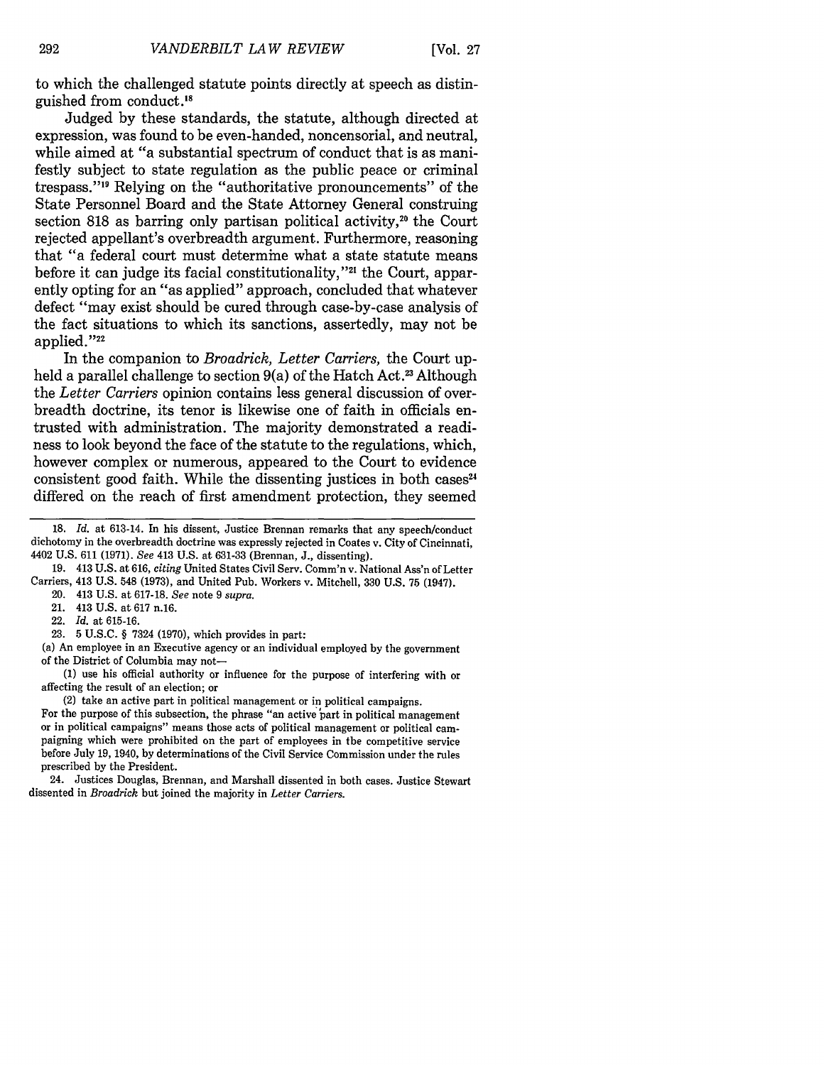to which the challenged statute points directly at speech as distinguished from conduct.[18]

Judged by these standards, the statute, although directed at expression, was found to be even-handed, noncensorial, and neutral, while aimed at "a substantial spectrum of conduct that is as manifestly subject to state regulation as the public peace or criminal trespass."[19] Relying on the "authoritative pronouncements" of the State Personnel Board and the State Attorney General construing section 818 as barring only partisan political activity,[20] the Court rejected appellant's overbreadth argument. Furthermore, reasoning that "a federal court must determine what a state statute means before it can judge its facial constitutionality,"[21] the Court, apparently opting for an "as applied" approach, concluded that whatever defect "may exist should be cured through case-by-case analysis of the fact situations to which its sanctions, assertedly, may not be applied."[22]

In the companion to *Broadrick*, *Letter Carriers*, the Court upheld a parallel challenge to section 9(a) of the Hatch Act.[23] Although the *Letter Carriers* opinion contains less general discussion of overbreadth doctrine, its tenor is likewise one of faith in officials entrusted with administration. The majority demonstrated a readiness to look beyond the face of the statute to the regulations, which, however complex or numerous, appeared to the Court to evidence consistent good faith. While the dissenting justices in both cases[24] differed on the reach of first amendment protection, they seemed

---

18. *Id.* at 613-14. In his dissent, Justice Brennan remarks that any speech/conduct dichotomy in the overbreadth doctrine was expressly rejected in Coates v. City of Cincinnati, 4402 U.S. 611 (1971). *See* 413 U.S. at 631-33 (Brennan, J., dissenting).

19. 413 U.S. at 616, *citing* United States Civil Serv. Comm'n v. National Ass'n of Letter Carriers, 413 U.S. 548 (1973), and United Pub. Workers v. Mitchell, 330 U.S. 75 (1947).

20. 413 U.S. at 617-18. *See* note 9 *supra*.

21. 413 U.S. at 617 n.16.

22. *Id.* at 615-16.

23. 5 U.S.C. § 7324 (1970), which provides in part:

(a) An employee in an Executive agency or an individual employed by the government of the District of Columbia may not—

(1) use his official authority or influence for the purpose of interfering with or affecting the result of an election; or

(2) take an active part in political management or in political campaigns.

For the purpose of this subsection, the phrase "an active part in political management or in political campaigns" means those acts of political management or political campaigning which were prohibited on the part of employees in the competitive service before July 19, 1940, by determinations of the Civil Service Commission under the rules prescribed by the President.

24. Justices Douglas, Brennan, and Marshall dissented in both cases. Justice Stewart dissented in *Broadrick* but joined the majority in *Letter Carriers*.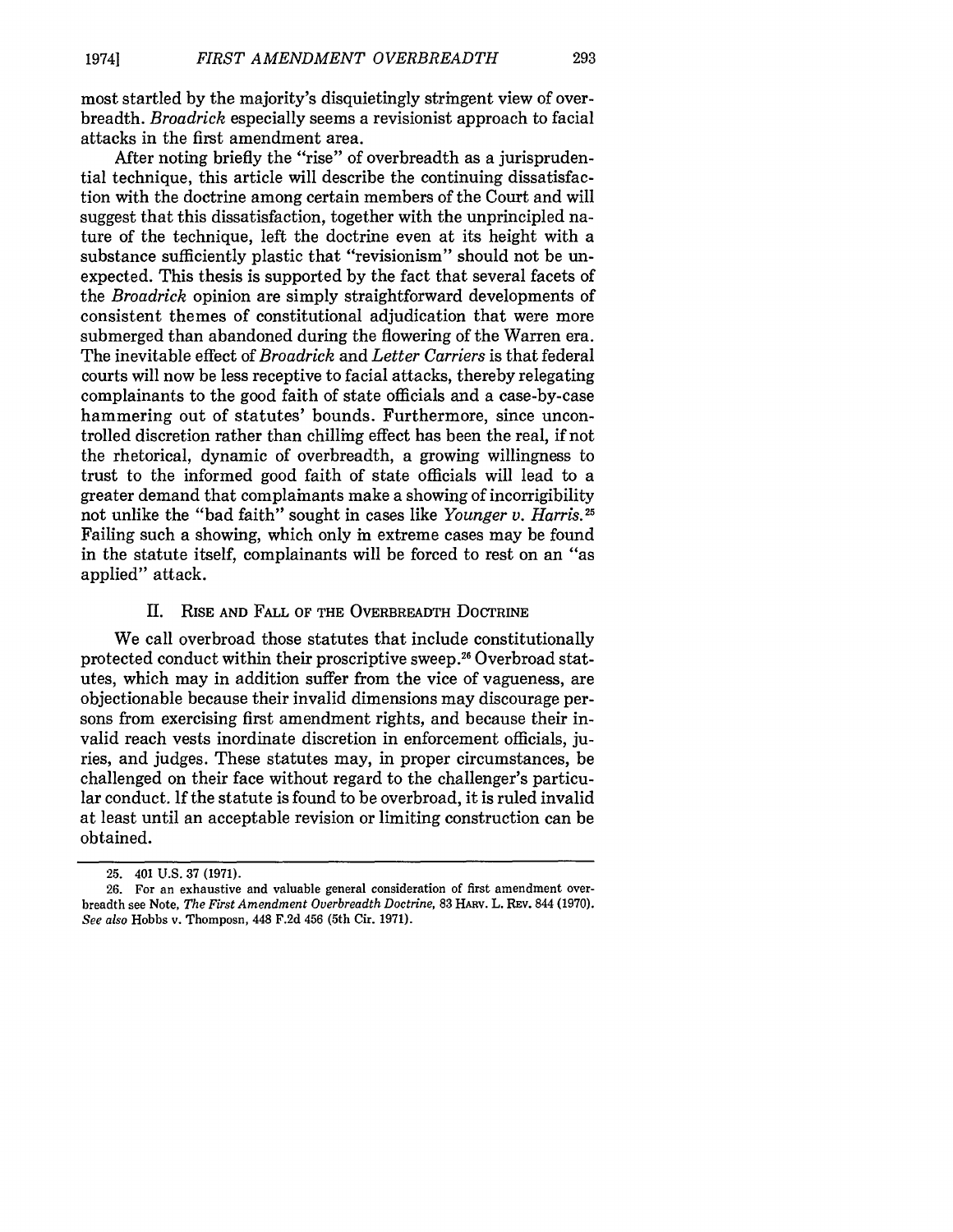most startled by the majority's disquietingly stringent view of overbreadth. *Broadrick* especially seems a revisionist approach to facial attacks in the first amendment area.

After noting briefly the "rise" of overbreadth as a jurisprudential technique, this article will describe the continuing dissatisfaction with the doctrine among certain members of the Court and will suggest that this dissatisfaction, together with the unprincipled nature of the technique, left the doctrine even at its height with a substance sufficiently plastic that "revisionism" should not be unexpected. This thesis is supported by the fact that several facets of the *Broadrick* opinion are simply straightforward developments of consistent themes of constitutional adjudication that were more submerged than abandoned during the flowering of the Warren era. The inevitable effect of *Broadrick* and *Letter Carriers* is that federal courts will now be less receptive to facial attacks, thereby relegating complainants to the good faith of state officials and a case-by-case hammering out of statutes' bounds. Furthermore, since uncontrolled discretion rather than chilling effect has been the real, if not the rhetorical, dynamic of overbreadth, a growing willingness to trust to the informed good faith of state officials will lead to a greater demand that complainants make a showing of incorrigibility not unlike the "bad faith" sought in cases like *Younger v. Harris.*[25] Failing such a showing, which only in extreme cases may be found in the statute itself, complainants will be forced to rest on an "as applied" attack.

## II. Rise and Fall of the Overbreadth Doctrine

We call overbroad those statutes that include constitutionally protected conduct within their proscriptive sweep.[26] Overbroad statutes, which may in addition suffer from the vice of vagueness, are objectionable because their invalid dimensions may discourage persons from exercising first amendment rights, and because their invalid reach vests inordinate discretion in enforcement officials, juries, and judges. These statutes may, in proper circumstances, be challenged on their face without regard to the challenger's particular conduct. If the statute is found to be overbroad, it is ruled invalid at least until an acceptable revision or limiting construction can be obtained.

---

25. 401 U.S. 37 (1971).

26. For an exhaustive and valuable general consideration of first amendment overbreadth see Note, *The First Amendment Overbreadth Doctrine,* 83 HARV. L. REV. 844 (1970). *See also* Hobbs v. Thomposn, 448 F.2d 456 (5th Cir. 1971).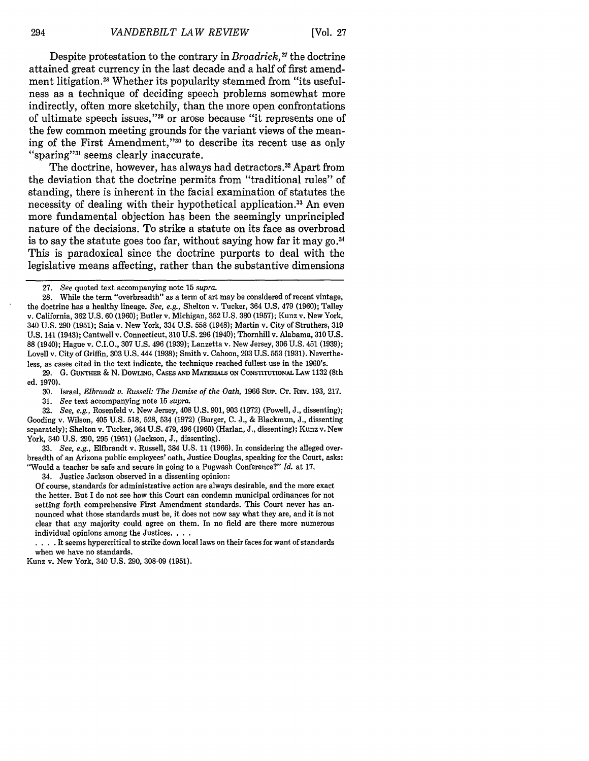Despite protestation to the contrary in *Broadrick*,[27] the doctrine attained great currency in the last decade and a half of first amendment litigation.[28] Whether its popularity stemmed from "its usefulness as a technique of deciding speech problems somewhat more indirectly, often more sketchily, than the more open confrontations of ultimate speech issues,"[29] or arose because "it represents one of the few common meeting grounds for the variant views of the meaning of the First Amendment,"[30] to describe its recent use as only "sparing"[31] seems clearly inaccurate.

The doctrine, however, has always had detractors.[32] Apart from the deviation that the doctrine permits from "traditional rules" of standing, there is inherent in the facial examination of statutes the necessity of dealing with their hypothetical application.[33] An even more fundamental objection has been the seemingly unprincipled nature of the decisions. To strike a statute on its face as overbroad is to say the statute goes too far, without saying how far it may go.[34] This is paradoxical since the doctrine purports to deal with the legislative means affecting, rather than the substantive dimensions

---

27. *See* quoted text accompanying note 15 *supra.*

28. While the term "overbreadth" as a term of art may be considered of recent vintage, the doctrine has a healthy lineage. *See, e.g.,* Shelton v. Tucker, 364 U.S. 479 (1960); Talley v. California, 362 U.S. 60 (1960); Butler v. Michigan, 352 U.S. 380 (1957); Kunz v. New York, 340 U.S. 290 (1951); Saia v. New York, 334 U.S. 558 (1948); Martin v. City of Struthers, 319 U.S. 141 (1943); Cantwell v. Connecticut, 310 U.S. 296 (1940); Thornhill v. Alabama, 310 U.S. 88 (1940); Hague v. C.I.O., 307 U.S. 496 (1939); Lanzetta v. New Jersey, 306 U.S. 451 (1939); Lovell v. City of Griffin, 303 U.S. 444 (1938); Smith v. Cahoon, 283 U.S. 553 (1931). Nevertheless, as cases cited in the text indicate, the technique reached fullest use in the 1960's.

29. G. Gunther & N. Dowling, Cases and Materials on Constitutional Law 1132 (8th ed. 1970).

30. Israel, *Elbrandt v. Russell: The Demise of the Oath,* 1966 Sup. Ct. Rev. 193, 217.

31. *See* text accompanying note 15 *supra.*

32. *See, e.g.,* Rosenfeld v. New Jersey, 408 U.S. 901, 903 (1972) (Powell, J., dissenting); Gooding v. Wilson, 405 U.S. 518, 528, 534 (1972) (Burger, C. J., & Blackmun, J., dissenting separately); Shelton v. Tucker, 364 U.S. 479, 496 (1960) (Harlan, J., dissenting); Kunz v. New York, 340 U.S. 290, 295 (1951) (Jackson, J., dissenting).

33. *See, e.g.,* Elfbrandt v. Russell, 384 U.S. 11 (1966). In considering the alleged overbreadth of an Arizona public employees' oath, Justice Douglas, speaking for the Court, asks: "Would a teacher be safe and secure in going to a Pugwash Conference?" *Id.* at 17.

34. Justice Jackson observed in a dissenting opinion:

> Of course, standards for administrative action are always desirable, and the more exact the better. But I do not see how this Court can condemn municipal ordinances for not setting forth comprehensive First Amendment standards. This Court never has announced what those standards must be, it does not now say what they are, and it is not clear that any majority could agree on them. In no field are there more numerous individual opinions among the Justices. . . .
>
> . . . . It seems hypercritical to strike down local laws on their faces for want of standards when we have no standards.

Kunz v. New York, 340 U.S. 290, 308-09 (1951).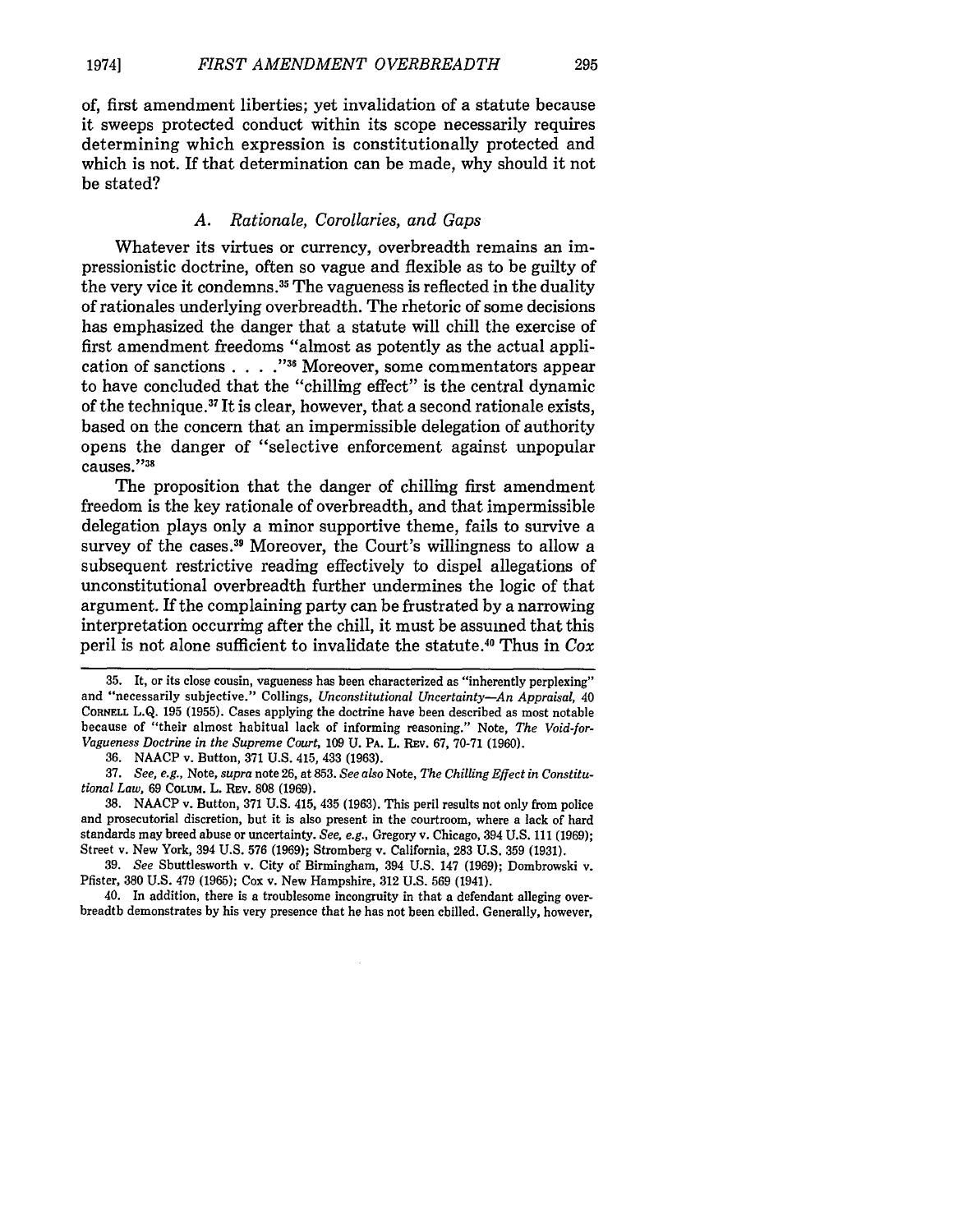of, first amendment liberties; yet invalidation of a statute because it sweeps protected conduct within its scope necessarily requires determining which expression is constitutionally protected and which is not. If that determination can be made, why should it not be stated?

### A. *Rationale, Corollaries, and Gaps*

Whatever its virtues or currency, overbreadth remains an impressionistic doctrine, often so vague and flexible as to be guilty of the very vice it condemns.[35] The vagueness is reflected in the duality of rationales underlying overbreadth. The rhetoric of some decisions has emphasized the danger that a statute will chill the exercise of first amendment freedoms "almost as potently as the actual application of sanctions . . . ."[36] Moreover, some commentators appear to have concluded that the "chilling effect" is the central dynamic of the technique.[37] It is clear, however, that a second rationale exists, based on the concern that an impermissible delegation of authority opens the danger of "selective enforcement against unpopular causes."[38]

The proposition that the danger of chilling first amendment freedom is the key rationale of overbreadth, and that impermissible delegation plays only a minor supportive theme, fails to survive a survey of the cases.[39] Moreover, the Court's willingness to allow a subsequent restrictive reading effectively to dispel allegations of unconstitutional overbreadth further undermines the logic of that argument. If the complaining party can be frustrated by a narrowing interpretation occurring after the chill, it must be assumed that this peril is not alone sufficient to invalidate the statute.[40] Thus in *Cox*

---

35. It, or its close cousin, vagueness has been characterized as "inherently perplexing" and "necessarily subjective." Collings, *Unconstitutional Uncertainty—An Appraisal*, 40 CORNELL L.Q. 195 (1955). Cases applying the doctrine have been described as most notable because of "their almost habitual lack of informing reasoning." Note, *The Void-for-Vagueness Doctrine in the Supreme Court*, 109 U. PA. L. REV. 67, 70-71 (1960).

36. NAACP v. Button, 371 U.S. 415, 433 (1963).

37. *See, e.g.*, Note, *supra* note 26, at 853. *See also* Note, *The Chilling Effect in Constitutional Law*, 69 COLUM. L. REV. 808 (1969).

38. NAACP v. Button, 371 U.S. 415, 435 (1963). This peril results not only from police and prosecutorial discretion, but it is also present in the courtroom, where a lack of hard standards may breed abuse or uncertainty. *See, e.g.*, Gregory v. Chicago, 394 U.S. 111 (1969); Street v. New York, 394 U.S. 576 (1969); Stromberg v. California, 283 U.S. 359 (1931).

39. *See* Shuttlesworth v. City of Birmingham, 394 U.S. 147 (1969); Dombrowski v. Pfister, 380 U.S. 479 (1965); Cox v. New Hampshire, 312 U.S. 569 (1941).

40. In addition, there is a troublesome incongruity in that a defendant alleging overbreadth demonstrates by his very presence that he has not been chilled. Generally, however,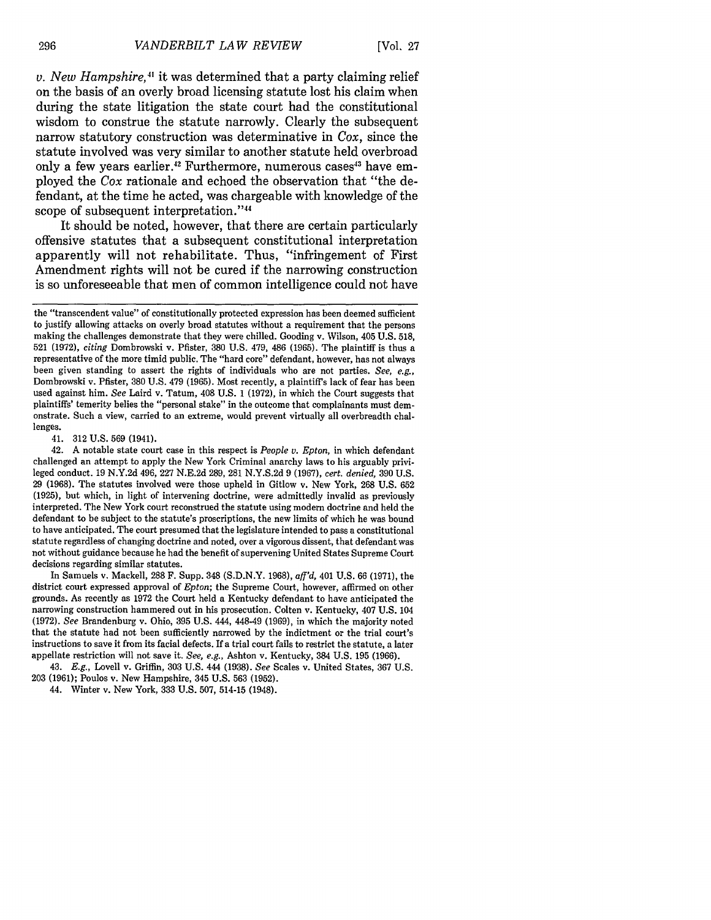*v. New Hampshire*,[41] it was determined that a party claiming relief on the basis of an overly broad licensing statute lost his claim when during the state litigation the state court had the constitutional wisdom to construe the statute narrowly. Clearly the subsequent narrow statutory construction was determinative in *Cox*, since the statute involved was very similar to another statute held overbroad only a few years earlier.[42] Furthermore, numerous cases[43] have employed the *Cox* rationale and echoed the observation that "the defendant, at the time he acted, was chargeable with knowledge of the scope of subsequent interpretation."[44]

It should be noted, however, that there are certain particularly offensive statutes that a subsequent constitutional interpretation apparently will not rehabilitate. Thus, "infringement of First Amendment rights will not be cured if the narrowing construction is so unforeseeable that men of common intelligence could not have

---

the "transcendent value" of constitutionally protected expression has been deemed sufficient to justify allowing attacks on overly broad statutes without a requirement that the persons making the challenges demonstrate that they were chilled. Gooding v. Wilson, 405 U.S. 518, 521 (1972), *citing* Dombrowski v. Pfister, 380 U.S. 479, 486 (1965). The plaintiff is thus a representative of the more timid public. The "hard core" defendant, however, has not always been given standing to assert the rights of individuals who are not parties. *See, e.g.,* Dombrowski v. Pfister, 380 U.S. 479 (1965). Most recently, a plaintiff's lack of fear has been used against him. *See* Laird v. Tatum, 408 U.S. 1 (1972), in which the Court suggests that plaintiffs' temerity belies the "personal stake" in the outcome that complainants must demonstrate. Such a view, carried to an extreme, would prevent virtually all overbreadth challenges.

41. 312 U.S. 569 (1941).

42. A notable state court case in this respect is *People v. Epton*, in which defendant challenged an attempt to apply the New York Criminal anarchy laws to his arguably privileged conduct. 19 N.Y.2d 496, 227 N.E.2d 289, 281 N.Y.S.2d 9 (1967), *cert. denied*, 390 U.S. 29 (1968). The statutes involved were those upheld in Gitlow v. New York, 268 U.S. 652 (1925), but which, in light of intervening doctrine, were admittedly invalid as previously interpreted. The New York court reconstrued the statute using modern doctrine and held the defendant to be subject to the statute's proscriptions, the new limits of which he was bound to have anticipated. The court presumed that the legislature intended to pass a constitutional statute regardless of changing doctrine and noted, over a vigorous dissent, that defendant was not without guidance because he had the benefit of supervening United States Supreme Court decisions regarding similar statutes.

In Samuels v. Mackell, 288 F. Supp. 348 (S.D.N.Y. 1968), *aff'd*, 401 U.S. 66 (1971), the district court expressed approval of *Epton*; the Supreme Court, however, affirmed on other grounds. As recently as 1972 the Court held a Kentucky defendant to have anticipated the narrowing construction hammered out in his prosecution. Colten v. Kentucky, 407 U.S. 104 (1972). *See* Brandenburg v. Ohio, 395 U.S. 444, 448-49 (1969), in which the majority noted that the statute had not been sufficiently narrowed by the indictment or the trial court's instructions to save it from its facial defects. If a trial court fails to restrict the statute, a later appellate restriction will not save it. *See, e.g.,* Ashton v. Kentucky, 384 U.S. 195 (1966).

43. *E.g.,* Lovell v. Griffin, 303 U.S. 444 (1938). *See* Scales v. United States, 367 U.S. 203 (1961); Poulos v. New Hampshire, 345 U.S. 563 (1952).

44. Winter v. New York, 333 U.S. 507, 514-15 (1948).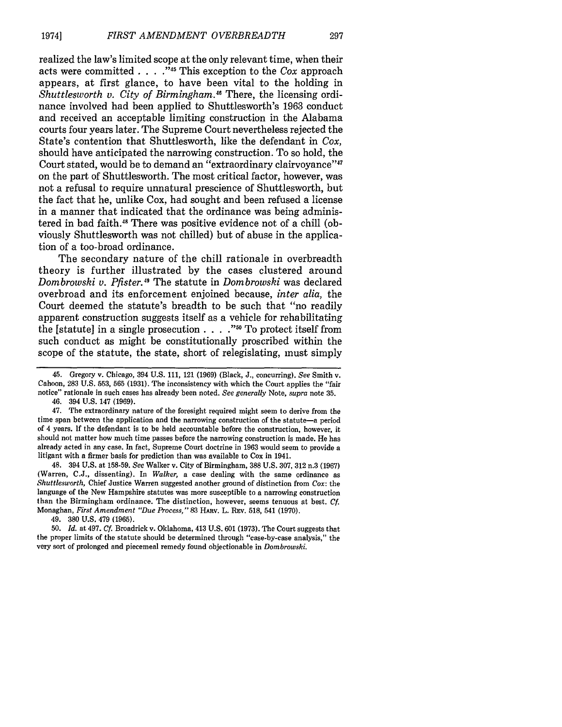realized the law's limited scope at the only relevant time, when their acts were committed . . . ."[45] This exception to the *Cox* approach appears, at first glance, to have been vital to the holding in *Shuttlesworth v. City of Birmingham*.[46] There, the licensing ordinance involved had been applied to Shuttlesworth's 1963 conduct and received an acceptable limiting construction in the Alabama courts four years later. The Supreme Court nevertheless rejected the State's contention that Shuttlesworth, like the defendant in *Cox*, should have anticipated the narrowing construction. To so hold, the Court stated, would be to demand an "extraordinary clairvoyance"[47] on the part of Shuttlesworth. The most critical factor, however, was not a refusal to require unnatural prescience of Shuttlesworth, but the fact that he, unlike Cox, had sought and been refused a license in a manner that indicated that the ordinance was being administered in bad faith.[48] There was positive evidence not of a chill (obviously Shuttlesworth was not chilled) but of abuse in the application of a too-broad ordinance.

The secondary nature of the chill rationale in overbreadth theory is further illustrated by the cases clustered around *Dombrowski v. Pfister*.[49] The statute in *Dombrowski* was declared overbroad and its enforcement enjoined because, *inter alia*, the Court deemed the statute's breadth to be such that "no readily apparent construction suggests itself as a vehicle for rehabilitating the [statute] in a single prosecution . . . ."[50] To protect itself from such conduct as might be constitutionally proscribed within the scope of the statute, the state, short of relegislating, must simply

---

45. Gregory v. Chicago, 394 U.S. 111, 121 (1969) (Black, J., concurring). *See* Smith v. Cahoon, 283 U.S. 553, 565 (1931). The inconsistency with which the Court applies the "fair notice" rationale in such cases has already been noted. *See generally* Note, *supra* note 35.

46. 394 U.S. 147 (1969).

47. The extraordinary nature of the foresight required might seem to derive from the time span between the application and the narrowing construction of the statute—a period of 4 years. If the defendant is to be held accountable before the construction, however, it should not matter how much time passes before the narrowing construction is made. He has already acted in any case. In fact, Supreme Court doctrine in 1963 would seem to provide a litigant with a firmer basis for prediction than was available to Cox in 1941.

48. 394 U.S. at 158-59. *See* Walker v. City of Birmingham, 388 U.S. 307, 312 n.3 (1967) (Warren, C.J., dissenting). In *Walker*, a case dealing with the same ordinance as *Shuttlesworth*, Chief Justice Warren suggested another ground of distinction from *Cox*: the language of the New Hampshire statutes was more susceptible to a narrowing construction than the Birmingham ordinance. The distinction, however, seems tenuous at best. *Cf.* Monaghan, *First Amendment "Due Process,"* 83 HARV. L. REV. 518, 541 (1970).

49. 380 U.S. 479 (1965).

50. *Id.* at 497. *Cf.* Broadrick v. Oklahoma, 413 U.S. 601 (1973). The Court suggests that the proper limits of the statute should be determined through "case-by-case analysis," the very sort of prolonged and piecemeal remedy found objectionable in *Dombrowski*.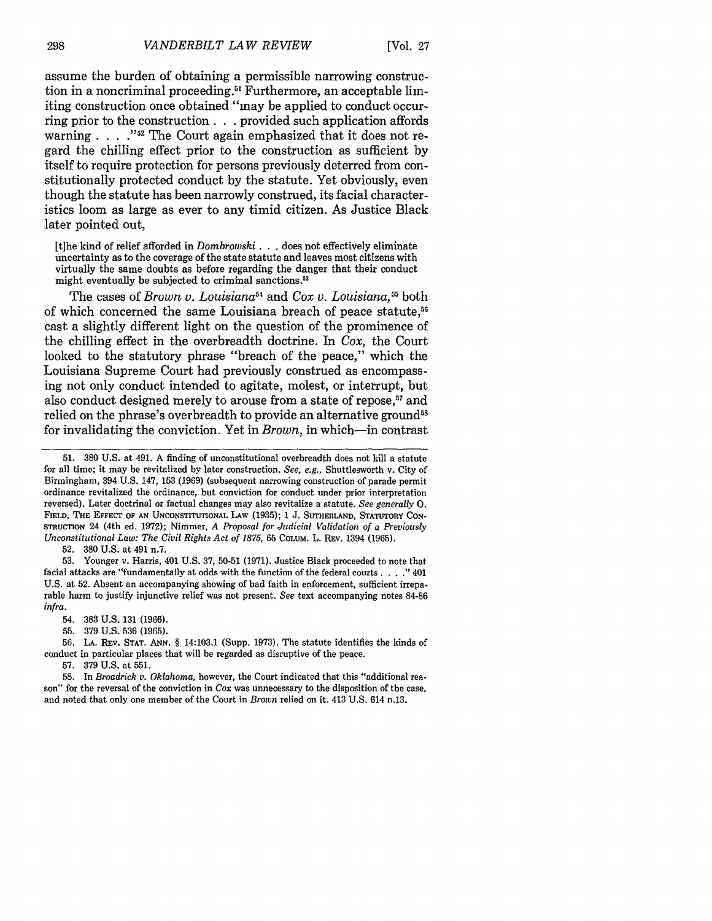assume the burden of obtaining a permissible narrowing construction in a noncriminal proceeding.[51] Furthermore, an acceptable limiting construction once obtained "may be applied to conduct occurring prior to the construction . . . provided such application affords warning . . . ."[52] The Court again emphasized that it does not regard the chilling effect prior to the construction as sufficient by itself to require protection for persons previously deterred from constitutionally protected conduct by the statute. Yet obviously, even though the statute has been narrowly construed, its facial characteristics loom as large as ever to any timid citizen. As Justice Black later pointed out,

> [t]he kind of relief afforded in *Dombrowski* . . . does not effectively eliminate uncertainty as to the coverage of the state statute and leaves most citizens with virtually the same doubts as before regarding the danger that their conduct might eventually be subjected to criminal sanctions.[53]

The cases of *Brown v. Louisiana*[54] and *Cox v. Louisiana*,[55] both of which concerned the same Louisiana breach of peace statute,[56] cast a slightly different light on the question of the prominence of the chilling effect in the overbreadth doctrine. In *Cox*, the Court looked to the statutory phrase "breach of the peace," which the Louisiana Supreme Court had previously construed as encompassing not only conduct intended to agitate, molest, or interrupt, but also conduct designed merely to arouse from a state of repose,[57] and relied on the phrase's overbreadth to provide an alternative ground[58] for invalidating the conviction. Yet in *Brown*, in which—in contrast

---

51. 380 U.S. at 491. A finding of unconstitutional overbreadth does not kill a statute for all time; it may be revitalized by later construction. *See, e.g.*, Shuttlesworth v. City of Birmingham, 394 U.S. 147, 153 (1969) (subsequent narrowing construction of parade permit ordinance revitalized the ordinance, but conviction for conduct under prior interpretation reversed). Later doctrinal or factual changes may also revitalize a statute. *See generally* O. FIELD, THE EFFECT OF AN UNCONSTITUTIONAL LAW (1935); 1 J. SUTHERLAND, STATUTORY CONSTRUCTION 24 (4th ed. 1972); Nimmer, *A Proposal for Judicial Validation of a Previously Unconstitutional Law: The Civil Rights Act of 1875*, 65 COLUM. L. REV. 1394 (1965).

52. 380 U.S. at 491 n.7.

53. Younger v. Harris, 401 U.S. 37, 50-51 (1971). Justice Black proceeded to note that facial attacks are "fundamentally at odds with the function of the federal courts . . . ." 401 U.S. at 52. Absent an accompanying showing of bad faith in enforcement, sufficient irreparable harm to justify injunctive relief was not present. *See* text accompanying notes 84-86 *infra*.

54. 383 U.S. 131 (1966).

55. 379 U.S. 536 (1965).

56. LA. REV. STAT. ANN. § 14:103.1 (Supp. 1973). The statute identifies the kinds of conduct in particular places that will be regarded as disruptive of the peace.

57. 379 U.S. at 551.

58. In *Broadrick v. Oklahoma*, however, the Court indicated that this "additional reason" for the reversal of the conviction in *Cox* was unnecessary to the disposition of the case, and noted that only one member of the Court in *Brown* relied on it. 413 U.S. 614 n.13.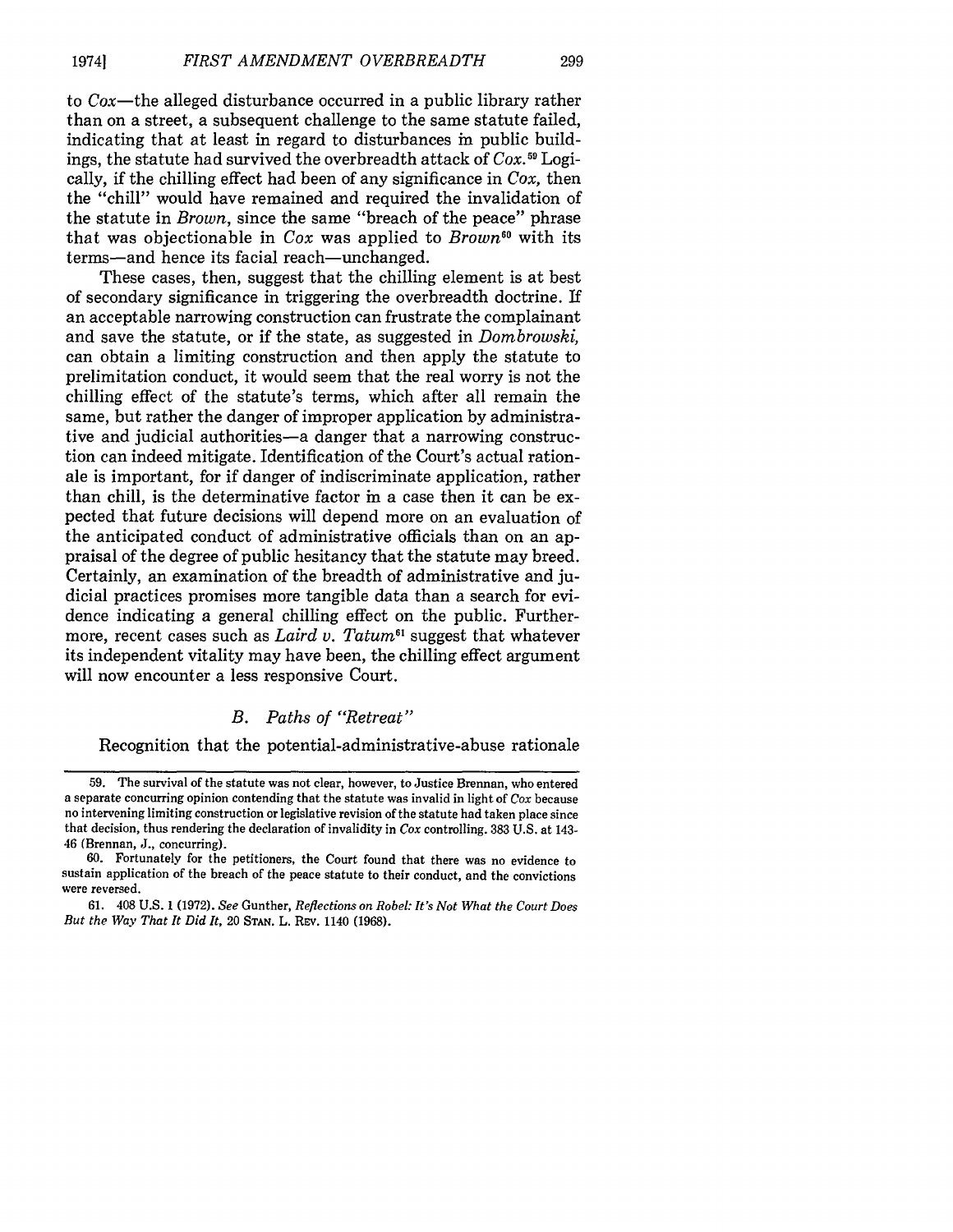to *Cox*—the alleged disturbance occurred in a public library rather than on a street, a subsequent challenge to the same statute failed, indicating that at least in regard to disturbances in public buildings, the statute had survived the overbreadth attack of *Cox*.[59] Logically, if the chilling effect had been of any significance in *Cox*, then the "chill" would have remained and required the invalidation of the statute in *Brown*, since the same "breach of the peace" phrase that was objectionable in *Cox* was applied to *Brown*[60] with its terms—and hence its facial reach—unchanged.

These cases, then, suggest that the chilling element is at best of secondary significance in triggering the overbreadth doctrine. If an acceptable narrowing construction can frustrate the complainant and save the statute, or if the state, as suggested in *Dombrowski*, can obtain a limiting construction and then apply the statute to prelimitation conduct, it would seem that the real worry is not the chilling effect of the statute's terms, which after all remain the same, but rather the danger of improper application by administrative and judicial authorities—a danger that a narrowing construction can indeed mitigate. Identification of the Court's actual rationale is important, for if danger of indiscriminate application, rather than chill, is the determinative factor in a case then it can be expected that future decisions will depend more on an evaluation of the anticipated conduct of administrative officials than on an appraisal of the degree of public hesitancy that the statute may breed. Certainly, an examination of the breadth of administrative and judicial practices promises more tangible data than a search for evidence indicating a general chilling effect on the public. Furthermore, recent cases such as *Laird v. Tatum*[61] suggest that whatever its independent vitality may have been, the chilling effect argument will now encounter a less responsive Court.

### *B. Paths of "Retreat"*

Recognition that the potential-administrative-abuse rationale

---

59. The survival of the statute was not clear, however, to Justice Brennan, who entered a separate concurring opinion contending that the statute was invalid in light of *Cox* because no intervening limiting construction or legislative revision of the statute had taken place since that decision, thus rendering the declaration of invalidity in *Cox* controlling. 383 U.S. at 143-46 (Brennan, J., concurring).

60. Fortunately for the petitioners, the Court found that there was no evidence to sustain application of the breach of the peace statute to their conduct, and the convictions were reversed.

61. 408 U.S. 1 (1972). *See* Gunther, *Reflections on Robel: It's Not What the Court Does But the Way That It Did It*, 20 STAN. L. REV. 1140 (1968).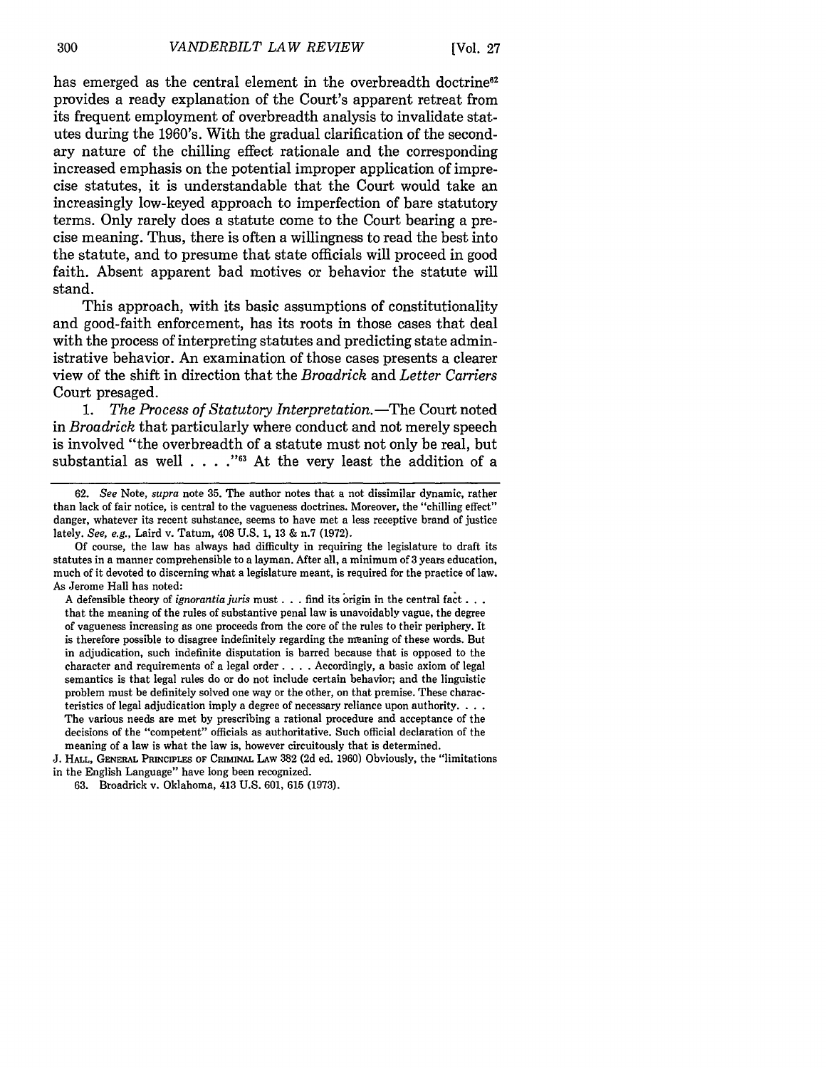has emerged as the central element in the overbreadth doctrine[62] provides a ready explanation of the Court's apparent retreat from its frequent employment of overbreadth analysis to invalidate statutes during the 1960's. With the gradual clarification of the secondary nature of the chilling effect rationale and the corresponding increased emphasis on the potential improper application of imprecise statutes, it is understandable that the Court would take an increasingly low-keyed approach to imperfection of bare statutory terms. Only rarely does a statute come to the Court bearing a precise meaning. Thus, there is often a willingness to read the best into the statute, and to presume that state officials will proceed in good faith. Absent apparent bad motives or behavior the statute will stand.

This approach, with its basic assumptions of constitutionality and good-faith enforcement, has its roots in those cases that deal with the process of interpreting statutes and predicting state administrative behavior. An examination of those cases presents a clearer view of the shift in direction that the *Broadrick* and *Letter Carriers* Court presaged.

1. *The Process of Statutory Interpretation.*—The Court noted in *Broadrick* that particularly where conduct and not merely speech is involved "the overbreadth of a statute must not only be real, but substantial as well . . . ."[63] At the very least the addition of a

---

62. *See* Note, *supra* note 35. The author notes that a not dissimilar dynamic, rather than lack of fair notice, is central to the vagueness doctrines. Moreover, the "chilling effect" danger, whatever its recent substance, seems to have met a less receptive brand of justice lately. *See, e.g.*, Laird v. Tatum, 408 U.S. 1, 13 & n.7 (1972).

Of course, the law has always had difficulty in requiring the legislature to draft its statutes in a manner comprehensible to a layman. After all, a minimum of 3 years education, much of it devoted to discerning what a legislature meant, is required for the practice of law. As Jerome Hall has noted:

> A defensible theory of *ignorantia juris* must . . . find its origin in the central fact . . . that the meaning of the rules of substantive penal law is unavoidably vague, the degree of vagueness increasing as one proceeds from the core of the rules to their periphery. It is therefore possible to disagree indefinitely regarding the meaning of these words. But in adjudication, such indefinite disputation is barred because that is opposed to the character and requirements of a legal order . . . . Accordingly, a basic axiom of legal semantics is that legal rules do or do not include certain behavior; and the linguistic problem must be definitely solved one way or the other, on that premise. These characteristics of legal adjudication imply a degree of necessary reliance upon authority. . . . The various needs are met by prescribing a rational procedure and acceptance of the decisions of the "competent" officials as authoritative. Such official declaration of the meaning of a law is what the law is, however circuitously that is determined.

J. HALL, GENERAL PRINCIPLES OF CRIMINAL LAW 382 (2d ed. 1960) Obviously, the "limitations in the English Language" have long been recognized.

63. Broadrick v. Oklahoma, 413 U.S. 601, 615 (1973).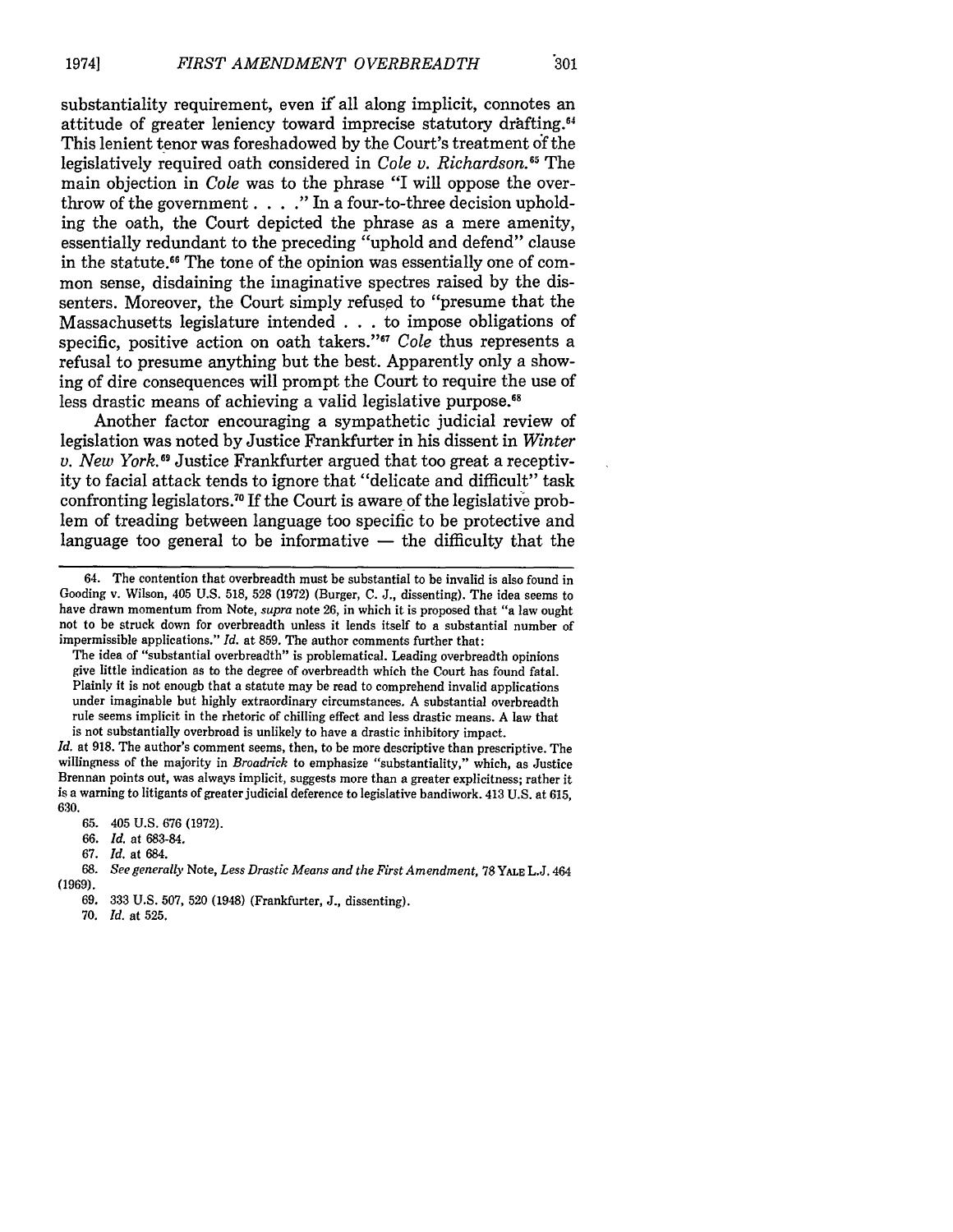substantiality requirement, even if all along implicit, connotes an attitude of greater leniency toward imprecise statutory drafting.[64] This lenient tenor was foreshadowed by the Court's treatment of the legislatively required oath considered in *Cole v. Richardson.*[65] The main objection in *Cole* was to the phrase "I will oppose the overthrow of the government . . . ." In a four-to-three decision upholding the oath, the Court depicted the phrase as a mere amenity, essentially redundant to the preceding "uphold and defend" clause in the statute.[66] The tone of the opinion was essentially one of common sense, disdaining the imaginative spectres raised by the dissenters. Moreover, the Court simply refused to "presume that the Massachusetts legislature intended . . . to impose obligations of specific, positive action on oath takers."[67] *Cole* thus represents a refusal to presume anything but the best. Apparently only a showing of dire consequences will prompt the Court to require the use of less drastic means of achieving a valid legislative purpose.[68]

Another factor encouraging a sympathetic judicial review of legislation was noted by Justice Frankfurter in his dissent in *Winter v. New York.*[69] Justice Frankfurter argued that too great a receptivity to facial attack tends to ignore that "delicate and difficult" task confronting legislators.[70] If the Court is aware of the legislative problem of treading between language too specific to be protective and language too general to be informative — the difficulty that the

---

64. The contention that overbreadth must be substantial to be invalid is also found in Gooding v. Wilson, 405 U.S. 518, 528 (1972) (Burger, C. J., dissenting). The idea seems to have drawn momentum from Note, *supra* note 26, in which it is proposed that "a law ought not to be struck down for overbreadth unless it lends itself to a substantial number of impermissible applications." *Id.* at 859. The author comments further that:

> The idea of "substantial overbreadth" is problematical. Leading overbreadth opinions give little indication as to the degree of overbreadth which the Court has found fatal. Plainly it is not enough that a statute may be read to comprehend invalid applications under imaginable but highly extraordinary circumstances. A substantial overbreadth rule seems implicit in the rhetoric of chilling effect and less drastic means. A law that is not substantially overbroad is unlikely to have a drastic inhibitory impact.

*Id.* at 918. The author's comment seems, then, to be more descriptive than prescriptive. The willingness of the majority in *Broadrick* to emphasize "substantiality," which, as Justice Brennan points out, was always implicit, suggests more than a greater explicitness; rather it is a warning to litigants of greater judicial deference to legislative handiwork. 413 U.S. at 615, 630.

65. 405 U.S. 676 (1972).

66. *Id.* at 683-84.

67. *Id.* at 684.

68. *See generally* Note, *Less Drastic Means and the First Amendment,* 78 YALE L.J. 464 (1969).

69. 333 U.S. 507, 520 (1948) (Frankfurter, J., dissenting).

70. *Id.* at 525.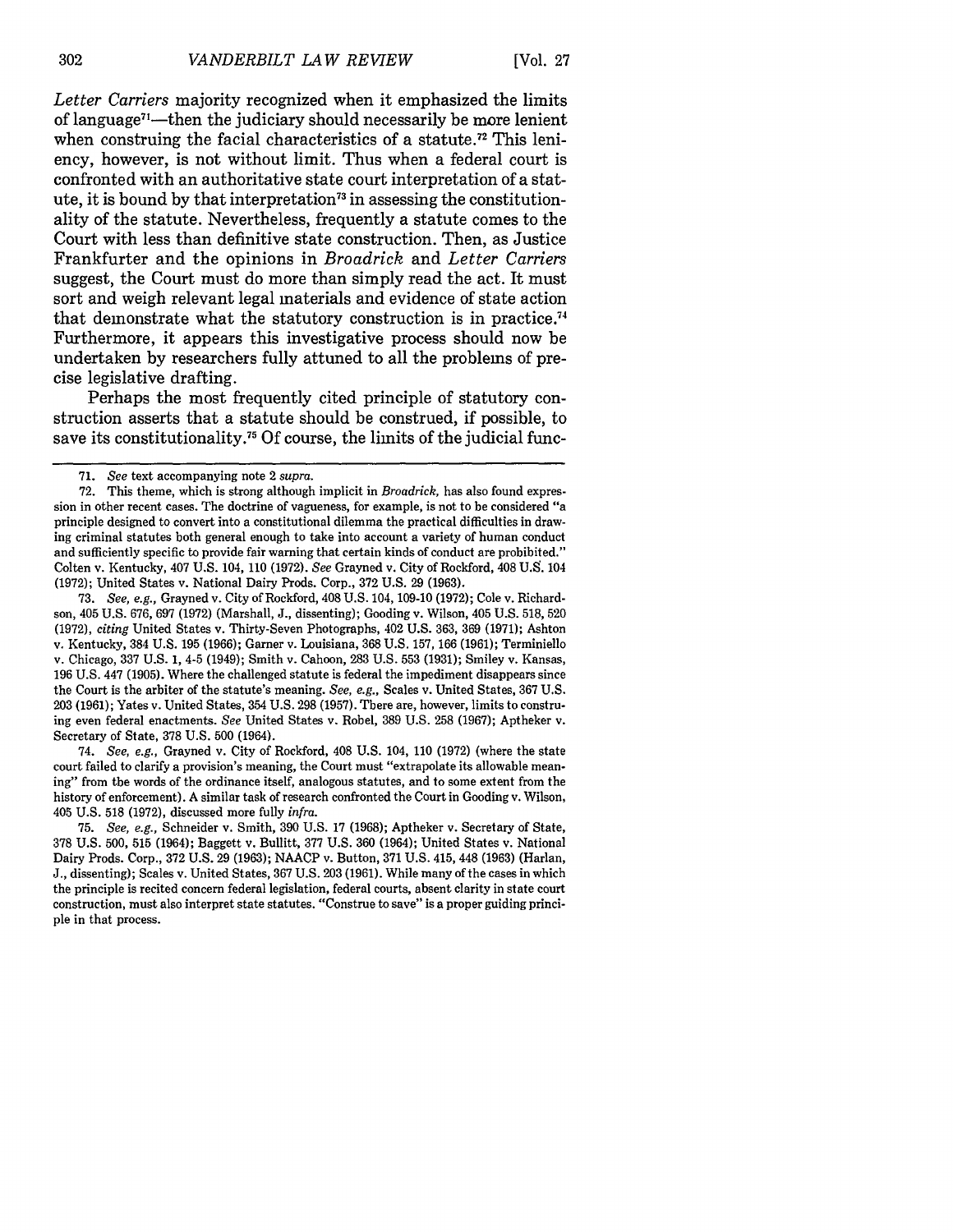*Letter Carriers* majority recognized when it emphasized the limits of language[71]—then the judiciary should necessarily be more lenient when construing the facial characteristics of a statute.[72] This leniency, however, is not without limit. Thus when a federal court is confronted with an authoritative state court interpretation of a statute, it is bound by that interpretation[73] in assessing the constitutionality of the statute. Nevertheless, frequently a statute comes to the Court with less than definitive state construction. Then, as Justice Frankfurter and the opinions in *Broadrick* and *Letter Carriers* suggest, the Court must do more than simply read the act. It must sort and weigh relevant legal materials and evidence of state action that demonstrate what the statutory construction is in practice.[74] Furthermore, it appears this investigative process should now be undertaken by researchers fully attuned to all the problems of precise legislative drafting.

Perhaps the most frequently cited principle of statutory construction asserts that a statute should be construed, if possible, to save its constitutionality.[75] Of course, the limits of the judicial func-

---

71. *See* text accompanying note 2 *supra*.

72. This theme, which is strong although implicit in *Broadrick*, has also found expression in other recent cases. The doctrine of vagueness, for example, is not to be considered "a principle designed to convert into a constitutional dilemma the practical difficulties in drawing criminal statutes both general enough to take into account a variety of human conduct and sufficiently specific to provide fair warning that certain kinds of conduct are prohibited." Colten v. Kentucky, 407 U.S. 104, 110 (1972). *See* Grayned v. City of Rockford, 408 U.S. 104 (1972); United States v. National Dairy Prods. Corp., 372 U.S. 29 (1963).

73. *See, e.g.,* Grayned v. City of Rockford, 408 U.S. 104, 109-10 (1972); Cole v. Richardson, 405 U.S. 676, 697 (1972) (Marshall, J., dissenting); Gooding v. Wilson, 405 U.S. 518, 520 (1972), *citing* United States v. Thirty-Seven Photographs, 402 U.S. 363, 369 (1971); Ashton v. Kentucky, 384 U.S. 195 (1966); Garner v. Louisiana, 368 U.S. 157, 166 (1961); Terminiello v. Chicago, 337 U.S. 1, 4-5 (1949); Smith v. Cahoon, 283 U.S. 553 (1931); Smiley v. Kansas, 196 U.S. 447 (1905). Where the challenged statute is federal the impediment disappears since the Court is the arbiter of the statute's meaning. *See, e.g.,* Scales v. United States, 367 U.S. 203 (1961); Yates v. United States, 354 U.S. 298 (1957). There are, however, limits to construing even federal enactments. *See* United States v. Robel, 389 U.S. 258 (1967); Aptheker v. Secretary of State, 378 U.S. 500 (1964).

74. *See, e.g.,* Grayned v. City of Rockford, 408 U.S. 104, 110 (1972) (where the state court failed to clarify a provision's meaning, the Court must "extrapolate its allowable meaning" from the words of the ordinance itself, analogous statutes, and to some extent from the history of enforcement). A similar task of research confronted the Court in Gooding v. Wilson, 405 U.S. 518 (1972), discussed more fully *infra*.

75. *See, e.g.,* Schneider v. Smith, 390 U.S. 17 (1968); Aptheker v. Secretary of State, 378 U.S. 500, 515 (1964); Baggett v. Bullitt, 377 U.S. 360 (1964); United States v. National Dairy Prods. Corp., 372 U.S. 29 (1963); NAACP v. Button, 371 U.S. 415, 448 (1963) (Harlan, J., dissenting); Scales v. United States, 367 U.S. 203 (1961). While many of the cases in which the principle is recited concern federal legislation, federal courts, absent clarity in state court construction, must also interpret state statutes. "Construe to save" is a proper guiding principle in that process.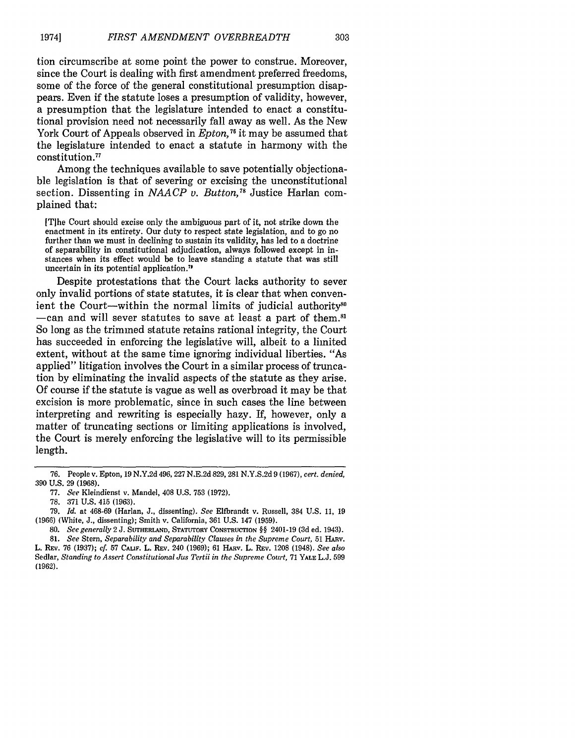tion circumscribe at some point the power to construe. Moreover, since the Court is dealing with first amendment preferred freedoms, some of the force of the general constitutional presumption disappears. Even if the statute loses a presumption of validity, however, a presumption that the legislature intended to enact a constitutional provision need not necessarily fall away as well. As the New York Court of Appeals observed in *Epton*,[76] it may be assumed that the legislature intended to enact a statute in harmony with the constitution.[77]

Among the techniques available to save potentially objectionable legislation is that of severing or excising the unconstitutional section. Dissenting in *NAACP v. Button*,[78] Justice Harlan complained that:

> [T]he Court should excise only the ambiguous part of it, not strike down the enactment in its entirety. Our duty to respect state legislation, and to go no further than we must in declining to sustain its validity, has led to a doctrine of separability in constitutional adjudication, always followed except in instances when its effect would be to leave standing a statute that was still uncertain in its potential application.[79]

Despite protestations that the Court lacks authority to sever only invalid portions of state statutes, it is clear that when convenient the Court—within the normal limits of judicial authority[80]—can and will sever statutes to save at least a part of them.[81] So long as the trimmed statute retains rational integrity, the Court has succeeded in enforcing the legislative will, albeit to a limited extent, without at the same time ignoring individual liberties. "As applied" litigation involves the Court in a similar process of truncation by eliminating the invalid aspects of the statute as they arise. Of course if the statute is vague as well as overbroad it may be that excision is more problematic, since in such cases the line between interpreting and rewriting is especially hazy. If, however, only a matter of truncating sections or limiting applications is involved, the Court is merely enforcing the legislative will to its permissible length.

---

76. People v. Epton, 19 N.Y.2d 496, 227 N.E.2d 829, 281 N.Y.S.2d 9 (1967), *cert. denied*, 390 U.S. 29 (1968).

77. *See* Kleindienst v. Mandel, 408 U.S. 753 (1972).

78. 371 U.S. 415 (1963).

79. *Id.* at 468-69 (Harlan, J., dissenting). *See* Elfbrandt v. Russell, 384 U.S. 11, 19 (1966) (White, J., dissenting); Smith v. California, 361 U.S. 147 (1959).

80. *See generally* 2 J. SUTHERLAND, STATUTORY CONSTRUCTION §§ 2401-19 (3d ed. 1943).

81. *See* Stern, *Separability and Separability Clauses in the Supreme Court*, 51 HARV. L. REV. 76 (1937); *cf.* 57 CALIF. L. REV. 240 (1969); 61 HARV. L. REV. 1208 (1948). *See also* Sedlar, *Standing to Assert Constitutional Jus Tertii in the Supreme Court*, 71 YALE L.J. 599 (1962).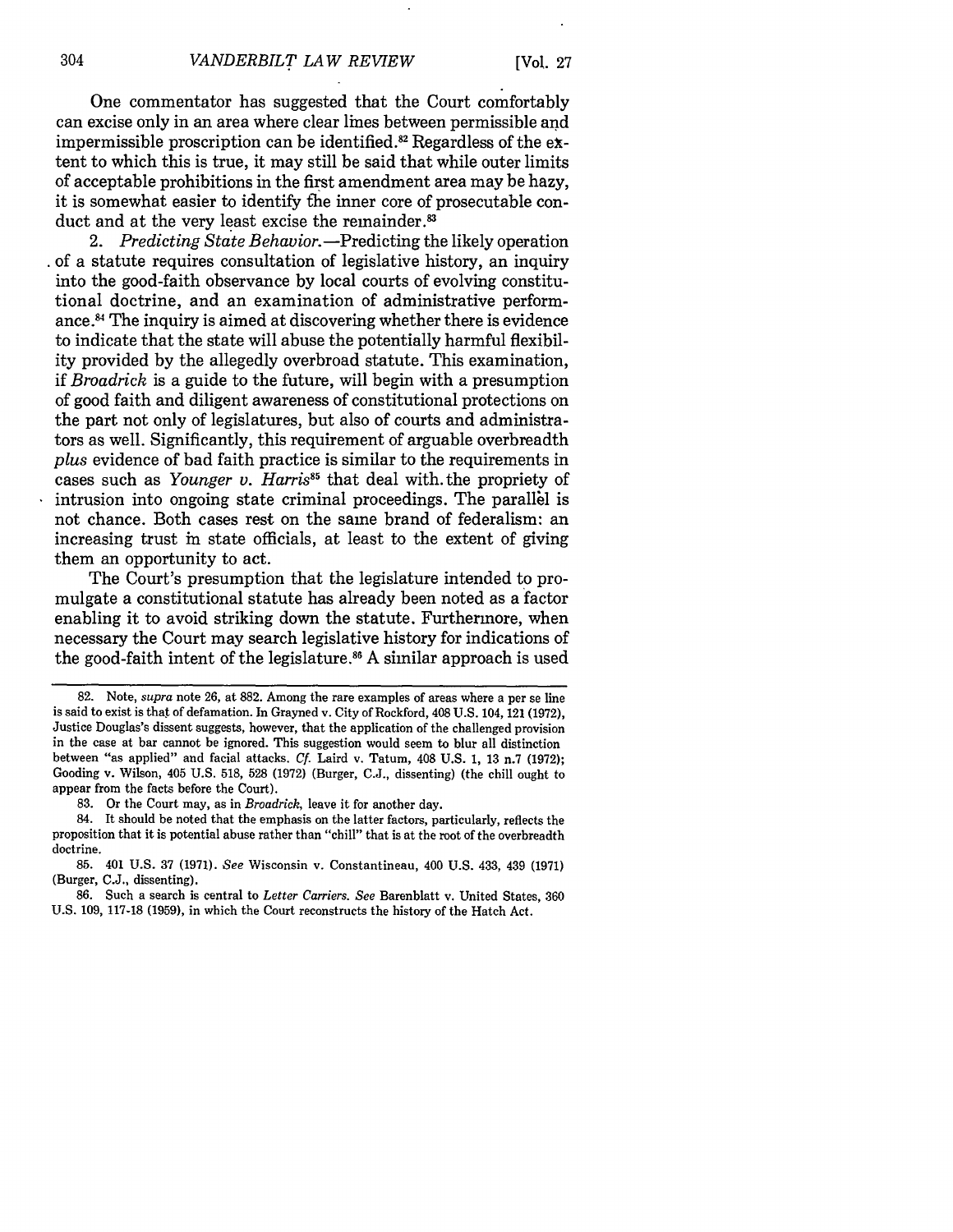One commentator has suggested that the Court comfortably can excise only in an area where clear lines between permissible and impermissible proscription can be identified.[82] Regardless of the extent to which this is true, it may still be said that while outer limits of acceptable prohibitions in the first amendment area may be hazy, it is somewhat easier to identify the inner core of prosecutable conduct and at the very least excise the remainder.[83]

2. *Predicting State Behavior.*—Predicting the likely operation of a statute requires consultation of legislative history, an inquiry into the good-faith observance by local courts of evolving constitutional doctrine, and an examination of administrative performance.[84] The inquiry is aimed at discovering whether there is evidence to indicate that the state will abuse the potentially harmful flexibility provided by the allegedly overbroad statute. This examination, if *Broadrick* is a guide to the future, will begin with a presumption of good faith and diligent awareness of constitutional protections on the part not only of legislatures, but also of courts and administrators as well. Significantly, this requirement of arguable overbreadth *plus* evidence of bad faith practice is similar to the requirements in cases such as *Younger v. Harris*[85] that deal with the propriety of intrusion into ongoing state criminal proceedings. The parallel is not chance. Both cases rest on the same brand of federalism: an increasing trust in state officials, at least to the extent of giving them an opportunity to act.

The Court's presumption that the legislature intended to promulgate a constitutional statute has already been noted as a factor enabling it to avoid striking down the statute. Furthermore, when necessary the Court may search legislative history for indications of the good-faith intent of the legislature.[86] A similar approach is used

---

82. Note, *supra* note 26, at 882. Among the rare examples of areas where a per se line is said to exist is that of defamation. In Grayned v. City of Rockford, 408 U.S. 104, 121 (1972), Justice Douglas's dissent suggests, however, that the application of the challenged provision in the case at bar cannot be ignored. This suggestion would seem to blur all distinction between "as applied" and facial attacks. *Cf.* Laird v. Tatum, 408 U.S. 1, 13 n.7 (1972); Gooding v. Wilson, 405 U.S. 518, 528 (1972) (Burger, C.J., dissenting) (the chill ought to appear from the facts before the Court).

83. Or the Court may, as in *Broadrick*, leave it for another day.

84. It should be noted that the emphasis on the latter factors, particularly, reflects the proposition that it is potential abuse rather than "chill" that is at the root of the overbreadth doctrine.

85. 401 U.S. 37 (1971). *See* Wisconsin v. Constantineau, 400 U.S. 433, 439 (1971) (Burger, C.J., dissenting).

86. Such a search is central to *Letter Carriers*. *See* Barenblatt v. United States, 360 U.S. 109, 117-18 (1959), in which the Court reconstructs the history of the Hatch Act.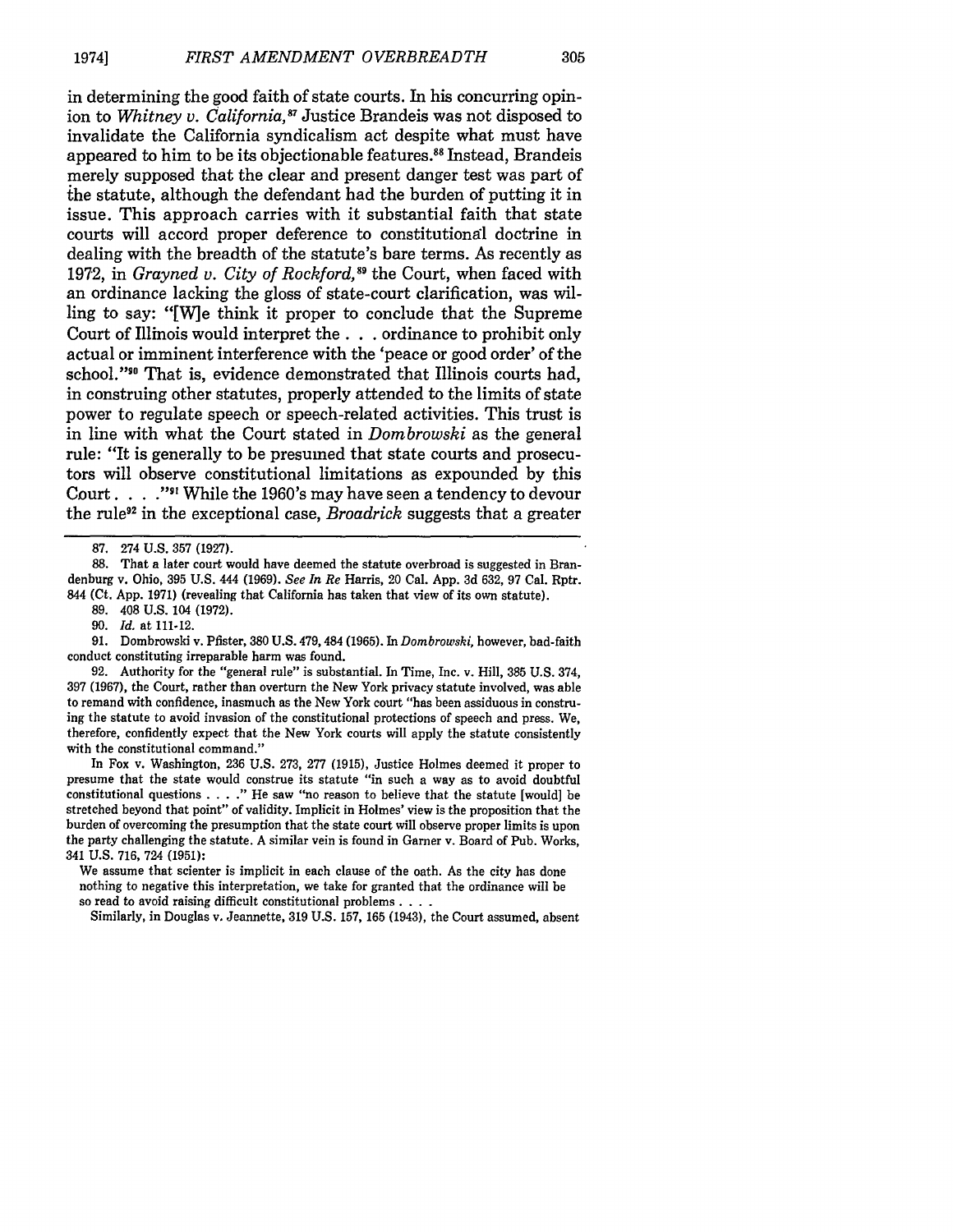in determining the good faith of state courts. In his concurring opinion to *Whitney v. California*,[87] Justice Brandeis was not disposed to invalidate the California syndicalism act despite what must have appeared to him to be its objectionable features.[88] Instead, Brandeis merely supposed that the clear and present danger test was part of the statute, although the defendant had the burden of putting it in issue. This approach carries with it substantial faith that state courts will accord proper deference to constitutional doctrine in dealing with the breadth of the statute's bare terms. As recently as 1972, in *Grayned v. City of Rockford*,[89] the Court, when faced with an ordinance lacking the gloss of state-court clarification, was willing to say: "[W]e think it proper to conclude that the Supreme Court of Illinois would interpret the . . . ordinance to prohibit only actual or imminent interference with the 'peace or good order' of the school."[90] That is, evidence demonstrated that Illinois courts had, in construing other statutes, properly attended to the limits of state power to regulate speech or speech-related activities. This trust is in line with what the Court stated in *Dombrowski* as the general rule: "It is generally to be presumed that state courts and prosecutors will observe constitutional limitations as expounded by this Court. . . ."[91] While the 1960's may have seen a tendency to devour the rule[92] in the exceptional case, *Broadrick* suggests that a greater

---

87. 274 U.S. 357 (1927).

88. That a later court would have deemed the statute overbroad is suggested in Brandenburg v. Ohio, 395 U.S. 444 (1969). *See In Re* Harris, 20 Cal. App. 3d 632, 97 Cal. Rptr. 844 (Ct. App. 1971) (revealing that California has taken that view of its own statute).

89. 408 U.S. 104 (1972).

90. *Id.* at 111-12.

91. Dombrowski v. Pfister, 380 U.S. 479, 484 (1965). In *Dombrowski*, however, bad-faith conduct constituting irreparable harm was found.

92. Authority for the "general rule" is substantial. In Time, Inc. v. Hill, 385 U.S. 374, 397 (1967), the Court, rather than overturn the New York privacy statute involved, was able to remand with confidence, inasmuch as the New York court "has been assiduous in construing the statute to avoid invasion of the constitutional protections of speech and press. We, therefore, confidently expect that the New York courts will apply the statute consistently with the constitutional command."

In Fox v. Washington, 236 U.S. 273, 277 (1915), Justice Holmes deemed it proper to presume that the state would construe its statute "in such a way as to avoid doubtful constitutional questions . . . ." He saw "no reason to believe that the statute [would] be stretched beyond that point" of validity. Implicit in Holmes' view is the proposition that the burden of overcoming the presumption that the state court will observe proper limits is upon the party challenging the statute. A similar vein is found in Garner v. Board of Pub. Works, 341 U.S. 716, 724 (1951):

> We assume that scienter is implicit in each clause of the oath. As the city has done nothing to negative this interpretation, we take for granted that the ordinance will be so read to avoid raising difficult constitutional problems . . . .

Similarly, in Douglas v. Jeannette, 319 U.S. 157, 165 (1943), the Court assumed, absent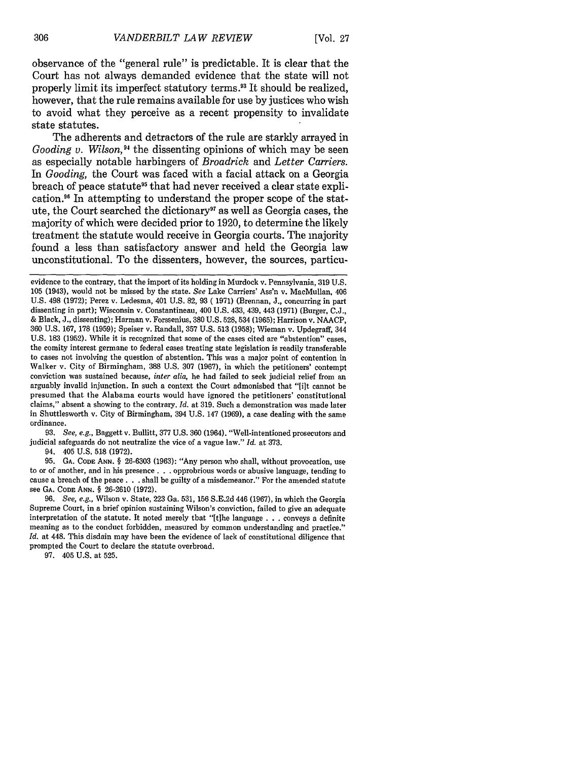observance of the "general rule" is predictable. It is clear that the Court has not always demanded evidence that the state will not properly limit its imperfect statutory terms.[93] It should be realized, however, that the rule remains available for use by justices who wish to avoid what they perceive as a recent propensity to invalidate state statutes.

The adherents and detractors of the rule are starkly arrayed in *Gooding v. Wilson*,[94] the dissenting opinions of which may be seen as especially notable harbingers of *Broadrick* and *Letter Carriers*. In *Gooding*, the Court was faced with a facial attack on a Georgia breach of peace statute[95] that had never received a clear state explication.[96] In attempting to understand the proper scope of the statute, the Court searched the dictionary[97] as well as Georgia cases, the majority of which were decided prior to 1920, to determine the likely treatment the statute would receive in Georgia courts. The majority found a less than satisfactory answer and held the Georgia law unconstitutional. To the dissenters, however, the sources, particu-

---

evidence to the contrary, that the import of its holding in Murdock v. Pennsylvania, 319 U.S. 105 (1943), would not be missed by the state. *See* Lake Carriers' Ass'n v. MacMullan, 406 U.S. 498 (1972); Perez v. Ledesma, 401 U.S. 82, 93 ( 1971) (Brennan, J., concurring in part dissenting in part); Wisconsin v. Constantineau, 400 U.S. 433, 439, 443 (1971) (Burger, C.J., & Black, J., dissenting); Harman v. Forssenius, 380 U.S. 528, 534 (1965); Harrison v. NAACP, 360 U.S. 167, 178 (1959); Speiser v. Randall, 357 U.S. 513 (1958); Wieman v. Updegraff, 344 U.S. 183 (1952). While it is recognized that some of the cases cited are "abstention" cases, the comity interest germane to federal cases treating state legislation is readily transferable to cases not involving the question of abstention. This was a major point of contention in Walker v. City of Birmingham, 388 U.S. 307 (1967), in which the petitioners' contempt conviction was sustained because, *inter alia*, he had failed to seek judicial relief from an arguably invalid injunction. In such a context the Court admonished that "[i]t cannot be presumed that the Alabama courts would have ignored the petitioners' constitutional claims," absent a showing to the contrary. *Id.* at 319. Such a demonstration was made later in Shuttlesworth v. City of Birmingham, 394 U.S. 147 (1969), a case dealing with the same ordinance.

93. *See, e.g.*, Baggett v. Bullitt, 377 U.S. 360 (1964). "Well-intentioned prosecutors and judicial safeguards do not neutralize the vice of a vague law." *Id.* at 373.

94. 405 U.S. 518 (1972).

95. GA. CODE ANN. § 26-6303 (1963): "Any person who shall, without provocation, use to or of another, and in his presence . . . opprobrious words or abusive language, tending to cause a breach of the peace . . . shall be guilty of a misdemeanor." For the amended statute see GA. CODE ANN. § 26-2610 (1972).

96. *See, e.g.*, Wilson v. State, 223 Ga. 531, 156 S.E.2d 446 (1967), in which the Georgia Supreme Court, in a brief opinion sustaining Wilson's conviction, failed to give an adequate interpretation of the statute. It noted merely that "[t]he language . . . conveys a definite meaning as to the conduct forbidden, measured by common understanding and practice." *Id.* at 448. This disdain may have been the evidence of lack of constitutional diligence that prompted the Court to declare the statute overbroad.

97. 405 U.S. at 525.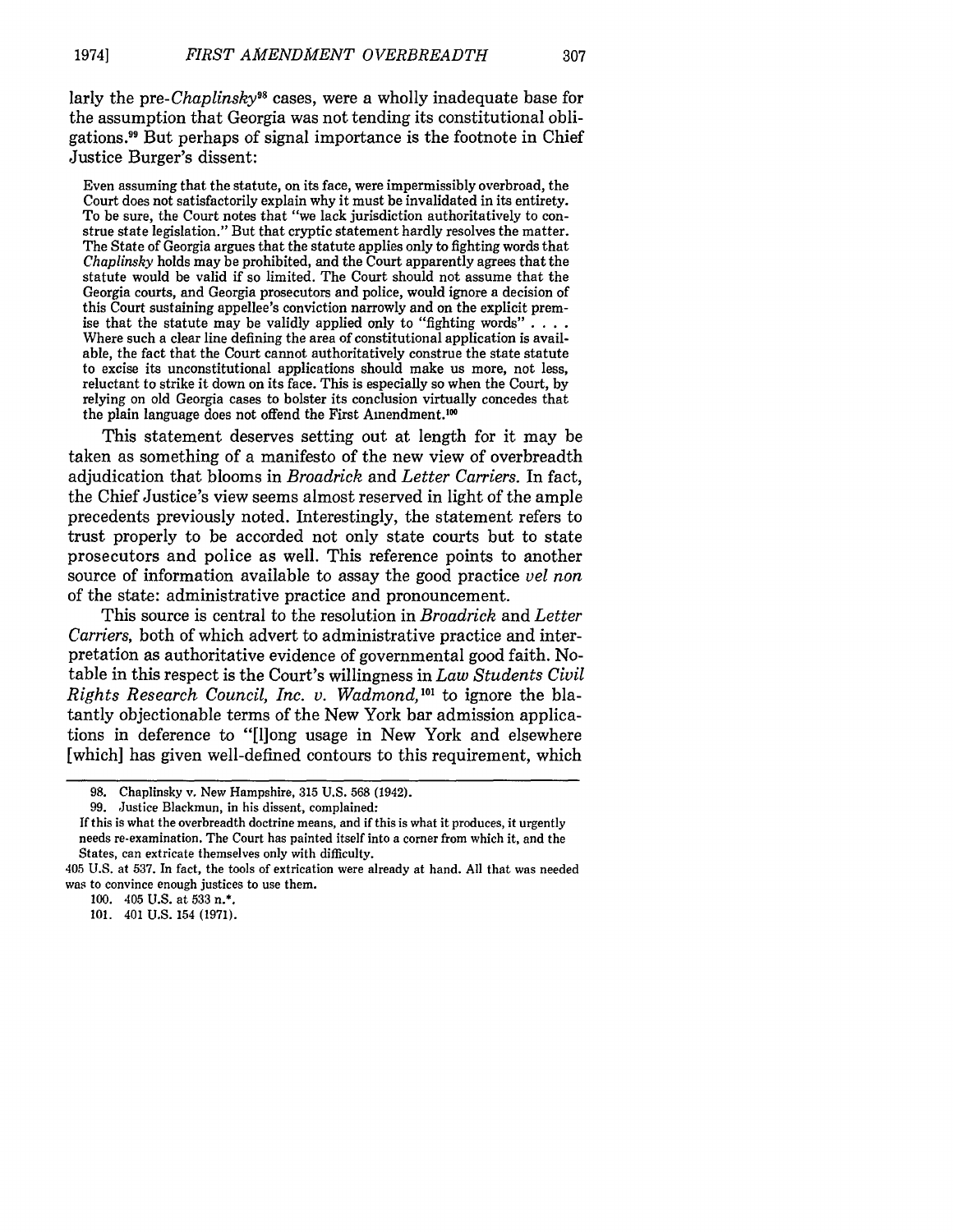larly the pre-*Chaplinsky*[98] cases, were a wholly inadequate base for the assumption that Georgia was not tending its constitutional obligations.[99] But perhaps of signal importance is the footnote in Chief Justice Burger's dissent:

> Even assuming that the statute, on its face, were impermissibly overbroad, the Court does not satisfactorily explain why it must be invalidated in its entirety. To be sure, the Court notes that "we lack jurisdiction authoritatively to construe state legislation." But that cryptic statement hardly resolves the matter. The State of Georgia argues that the statute applies only to fighting words that *Chaplinsky* holds may be prohibited, and the Court apparently agrees that the statute would be valid if so limited. The Court should not assume that the Georgia courts, and Georgia prosecutors and police, would ignore a decision of this Court sustaining appellee's conviction narrowly and on the explicit premise that the statute may be validly applied only to "fighting words" . . . . Where such a clear line defining the area of constitutional application is available, the fact that the Court cannot authoritatively construe the state statute to excise its unconstitutional applications should make us more, not less, reluctant to strike it down on its face. This is especially so when the Court, by relying on old Georgia cases to bolster its conclusion virtually concedes that the plain language does not offend the First Amendment.[100]

This statement deserves setting out at length for it may be taken as something of a manifesto of the new view of overbreadth adjudication that blooms in *Broadrick* and *Letter Carriers*. In fact, the Chief Justice's view seems almost reserved in light of the ample precedents previously noted. Interestingly, the statement refers to trust properly to be accorded not only state courts but to state prosecutors and police as well. This reference points to another source of information available to assay the good practice *vel non* of the state: administrative practice and pronouncement.

This source is central to the resolution in *Broadrick* and *Letter Carriers*, both of which advert to administrative practice and interpretation as authoritative evidence of governmental good faith. Notable in this respect is the Court's willingness in *Law Students Civil Rights Research Council, Inc. v. Wadmond*,[101] to ignore the blatantly objectionable terms of the New York bar admission applications in deference to "[l]ong usage in New York and elsewhere [which] has given well-defined contours to this requirement, which

---

98. Chaplinsky v. New Hampshire, 315 U.S. 568 (1942).

99. Justice Blackmun, in his dissent, complained:

> If this is what the overbreadth doctrine means, and if this is what it produces, it urgently needs re-examination. The Court has painted itself into a corner from which it, and the States, can extricate themselves only with difficulty.

405 U.S. at 537. In fact, the tools of extrication were already at hand. All that was needed was to convince enough justices to use them.

100. 405 U.S. at 533 n.*.

101. 401 U.S. 154 (1971).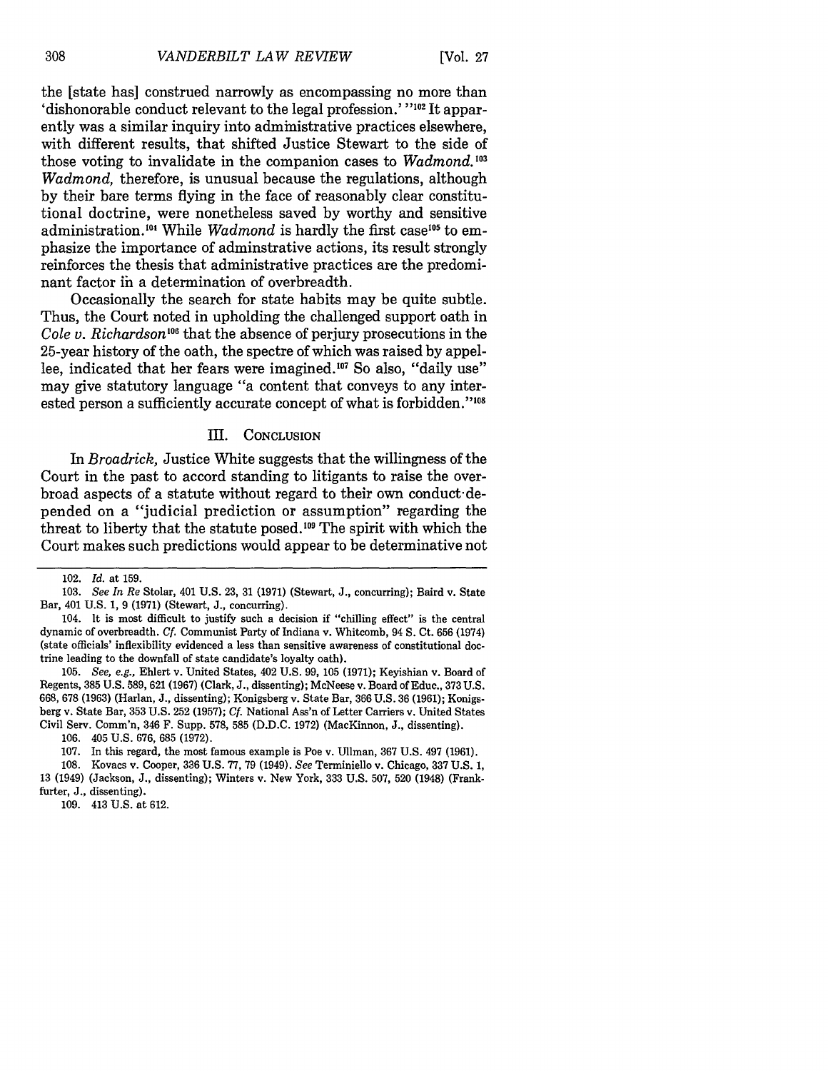the [state has] construed narrowly as encompassing no more than 'dishonorable conduct relevant to the legal profession.' "[102] It apparently was a similar inquiry into administrative practices elsewhere, with different results, that shifted Justice Stewart to the side of those voting to invalidate in the companion cases to *Wadmond.*[103] *Wadmond,* therefore, is unusual because the regulations, although by their bare terms flying in the face of reasonably clear constitutional doctrine, were nonetheless saved by worthy and sensitive administration.[104] While *Wadmond* is hardly the first case[105] to emphasize the importance of adminstrative actions, its result strongly reinforces the thesis that administrative practices are the predominant factor in a determination of overbreadth.

Occasionally the search for state habits may be quite subtle. Thus, the Court noted in upholding the challenged support oath in *Cole v. Richardson*[106] that the absence of perjury prosecutions in the 25-year history of the oath, the spectre of which was raised by appellee, indicated that her fears were imagined.[107] So also, "daily use" may give statutory language "a content that conveys to any interested person a sufficiently accurate concept of what is forbidden."[108]

## III. Conclusion

In *Broadrick,* Justice White suggests that the willingness of the Court in the past to accord standing to litigants to raise the overbroad aspects of a statute without regard to their own conduct depended on a "judicial prediction or assumption" regarding the threat to liberty that the statute posed.[109] The spirit with which the Court makes such predictions would appear to be determinative not

---

102. *Id.* at 159.

103. *See In Re* Stolar, 401 U.S. 23, 31 (1971) (Stewart, J., concurring); Baird v. State Bar, 401 U.S. 1, 9 (1971) (Stewart, J., concurring).

104. It is most difficult to justify such a decision if "chilling effect" is the central dynamic of overbreadth. *Cf.* Communist Party of Indiana v. Whitcomb, 94 S. Ct. 656 (1974) (state officials' inflexibility evidenced a less than sensitive awareness of constitutional doctrine leading to the downfall of state candidate's loyalty oath).

105. *See, e.g.,* Ehlert v. United States, 402 U.S. 99, 105 (1971); Keyishian v. Board of Regents, 385 U.S. 589, 621 (1967) (Clark, J., dissenting); McNeese v. Board of Educ., 373 U.S. 668, 678 (1963) (Harlan, J., dissenting); Konigsberg v. State Bar, 366 U.S. 36 (1961); Konigsberg v. State Bar, 353 U.S. 252 (1957); *Cf.* National Ass'n of Letter Carriers v. United States Civil Serv. Comm'n, 346 F. Supp. 578, 585 (D.D.C. 1972) (MacKinnon, J., dissenting).

106. 405 U.S. 676, 685 (1972).

107. In this regard, the most famous example is Poe v. Ullman, 367 U.S. 497 (1961).

108. Kovacs v. Cooper, 336 U.S. 77, 79 (1949). *See* Terminiello v. Chicago, 337 U.S. 1, 13 (1949) (Jackson, J., dissenting); Winters v. New York, 333 U.S. 507, 520 (1948) (Frankfurter, J., dissenting).

109. 413 U.S. at 612.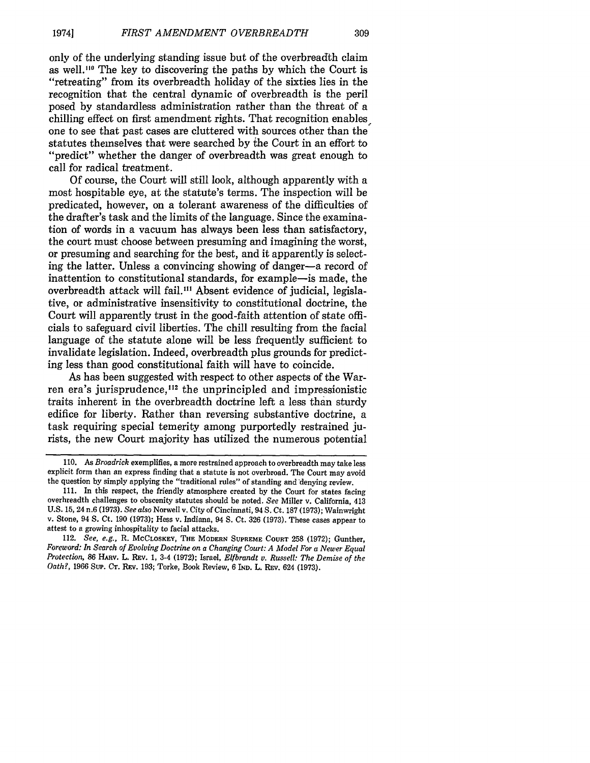only of the underlying standing issue but of the overbreadth claim as well.[110] The key to discovering the paths by which the Court is "retreating" from its overbreadth holiday of the sixties lies in the recognition that the central dynamic of overbreadth is the peril posed by standardless administration rather than the threat of a chilling effect on first amendment rights. That recognition enables one to see that past cases are cluttered with sources other than the statutes themselves that were searched by the Court in an effort to "predict" whether the danger of overbreadth was great enough to call for radical treatment.

Of course, the Court will still look, although apparently with a most hospitable eye, at the statute's terms. The inspection will be predicated, however, on a tolerant awareness of the difficulties of the drafter's task and the limits of the language. Since the examination of words in a vacuum has always been less than satisfactory, the court must choose between presuming and imagining the worst, or presuming and searching for the best, and it apparently is selecting the latter. Unless a convincing showing of danger—a record of inattention to constitutional standards, for example—is made, the overbreadth attack will fail.[111] Absent evidence of judicial, legislative, or administrative insensitivity to constitutional doctrine, the Court will apparently trust in the good-faith attention of state officials to safeguard civil liberties. The chill resulting from the facial language of the statute alone will be less frequently sufficient to invalidate legislation. Indeed, overbreadth plus grounds for predicting less than good constitutional faith will have to coincide.

As has been suggested with respect to other aspects of the Warren era's jurisprudence,[112] the unprincipled and impressionistic traits inherent in the overbreadth doctrine left a less than sturdy edifice for liberty. Rather than reversing substantive doctrine, a task requiring special temerity among purportedly restrained jurists, the new Court majority has utilized the numerous potential

---

110. As *Broadrick* exemplifies, a more restrained approach to overbreadth may take less explicit form than an express finding that a statute is not overbroad. The Court may avoid the question by simply applying the "traditional rules" of standing and denying review.

111. In this respect, the friendly atmosphere created by the Court for states facing overbreadth challenges to obscenity statutes should be noted. *See* Miller v. California, 413 U.S. 15, 24 n.6 (1973). *See also* Norwell v. City of Cincinnati, 94 S. Ct. 187 (1973); Wainwright v. Stone, 94 S. Ct. 190 (1973); Hess v. Indiana, 94 S. Ct. 326 (1973). These cases appear to attest to a growing inhospitality to facial attacks.

112. *See, e.g.*, R. McCloskey, The Modern Supreme Court 258 (1972); Gunther, *Foreword: In Search of Evolving Doctrine on a Changing Court: A Model For a Newer Equal Protection*, 86 Harv. L. Rev. 1, 3-4 (1972); Israel, *Elfbrandt v. Russell: The Demise of the Oath?*, 1966 Sup. Ct. Rev. 193; Torke, Book Review, 6 Ind. L. Rev. 624 (1973).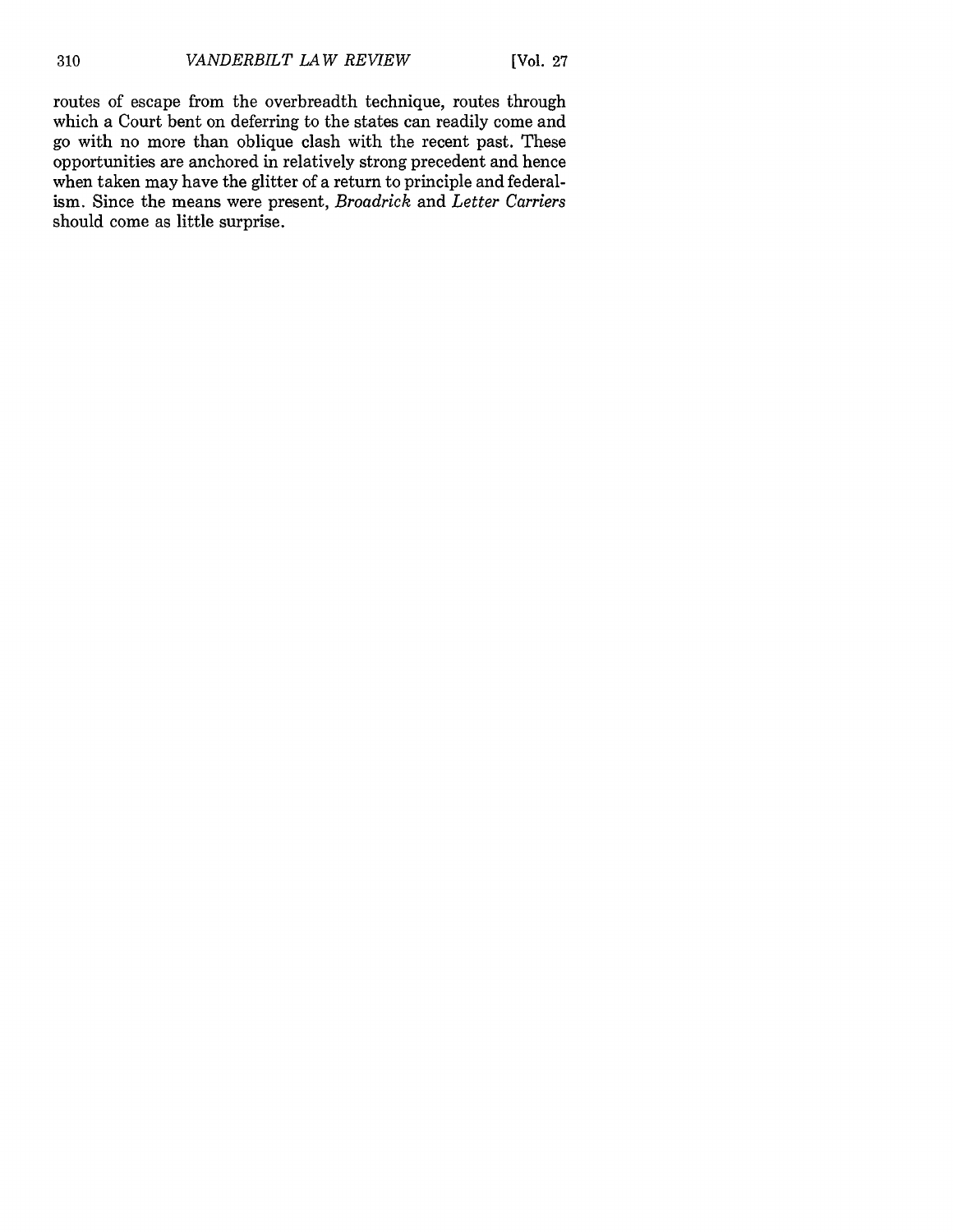routes of escape from the overbreadth technique, routes through which a Court bent on deferring to the states can readily come and go with no more than oblique clash with the recent past. These opportunities are anchored in relatively strong precedent and hence when taken may have the glitter of a return to principle and federalism. Since the means were present, *Broadrick* and *Letter Carriers* should come as little surprise.